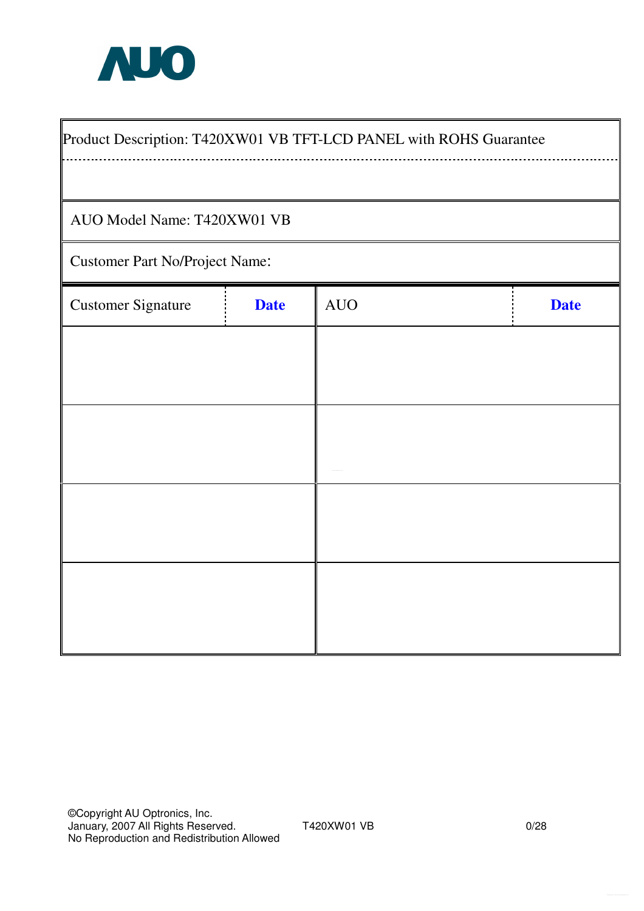AUO

| Product Description: T420XW01 VB TFT-LCD PANEL with ROHS Guarantee | | | |
|---|---|---|---|
| AUO Model Name: T420XW01 VB | | | |
| Customer Part No/Project Name: | | | |
| Customer Signature | **Date** | AUO | **Date** |
| | | | |
| | | | |
| | | | |
| | | | |

©Copyright AU Optronics, Inc.
January, 2007 All Rights Reserved.
No Reproduction and Redistribution Allowed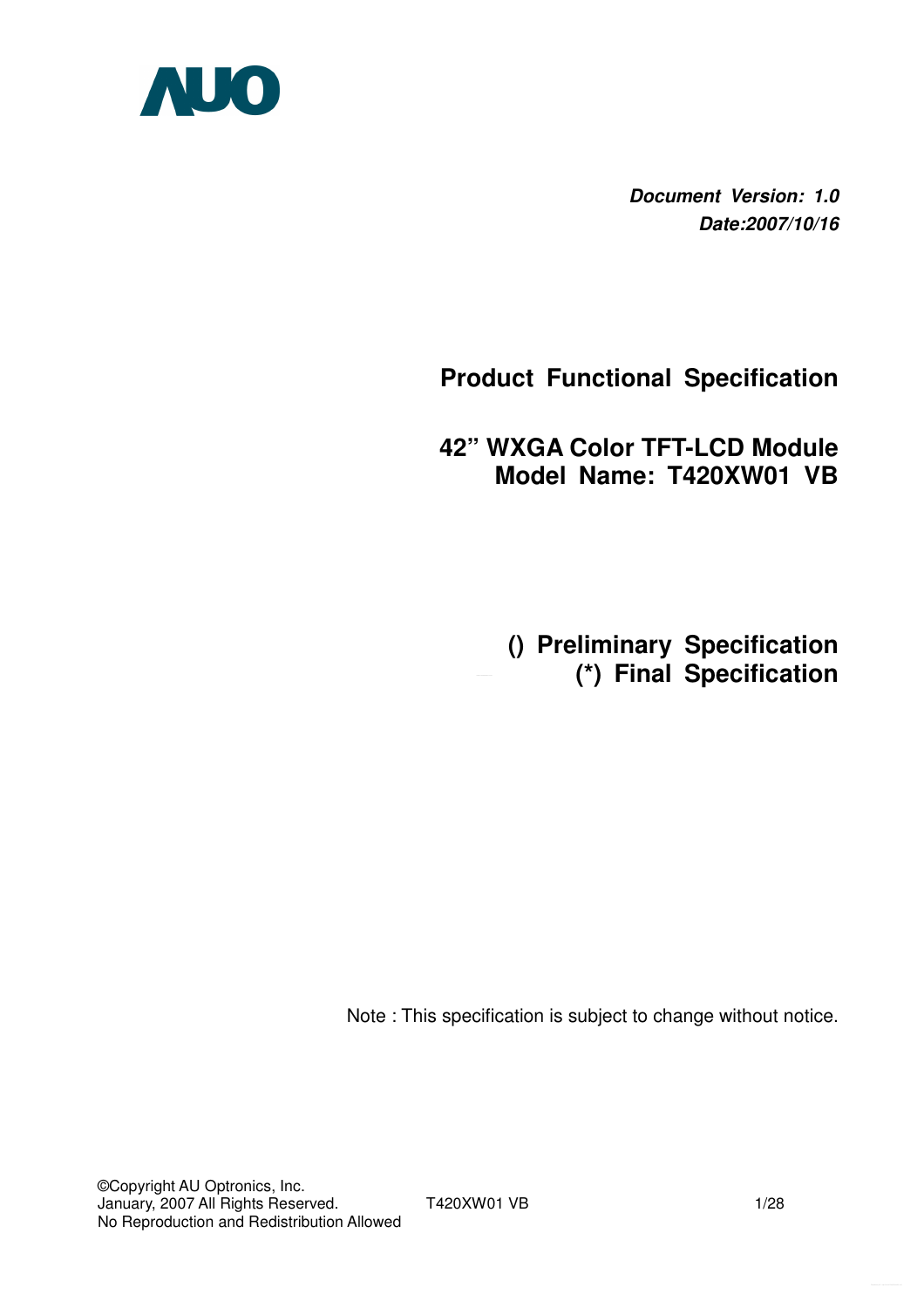AUO

***Document Version: 1.0***
***Date:2007/10/16***

# Product Functional Specification

## 42" WXGA Color TFT-LCD Module
## Model Name: T420XW01 VB

**() Preliminary Specification**
**(*) Final Specification**

Note : This specification is subject to change without notice.

©Copyright AU Optronics, Inc.
January, 2007 All Rights Reserved.
No Reproduction and Redistribution Allowed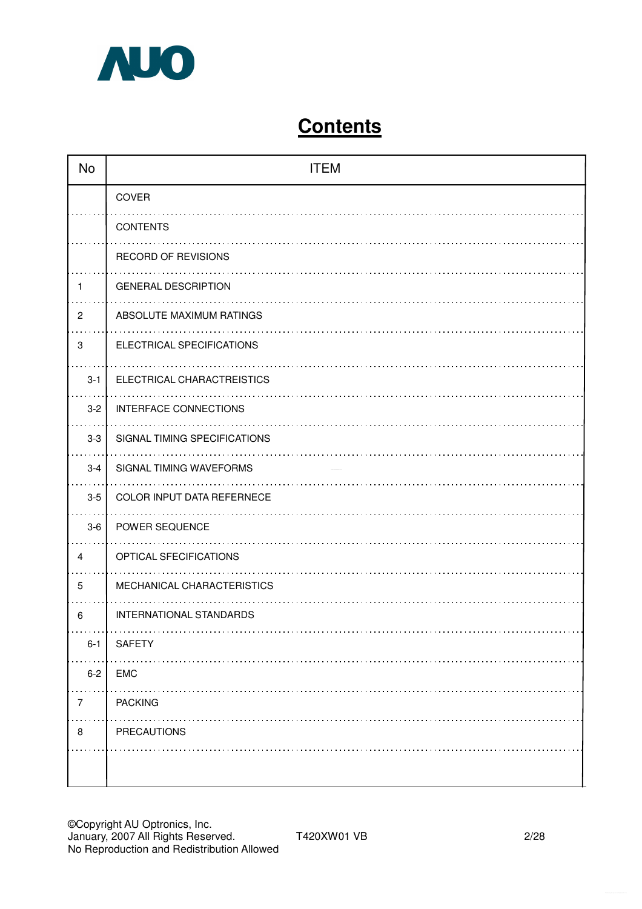# Contents

| No | ITEM |
|---|---|
| | COVER |
| | CONTENTS |
| | RECORD OF REVISIONS |
| 1 | GENERAL DESCRIPTION |
| 2 | ABSOLUTE MAXIMUM RATINGS |
| 3 | ELECTRICAL SPECIFICATIONS |
| 3-1 | ELECTRICAL CHARACTREISTICS |
| 3-2 | INTERFACE CONNECTIONS |
| 3-3 | SIGNAL TIMING SPECIFICATIONS |
| 3-4 | SIGNAL TIMING WAVEFORMS |
| 3-5 | COLOR INPUT DATA REFERNECE |
| 3-6 | POWER SEQUENCE |
| 4 | OPTICAL SFECIFICATIONS |
| 5 | MECHANICAL CHARACTERISTICS |
| 6 | INTERNATIONAL STANDARDS |
| 6-1 | SAFETY |
| 6-2 | EMC |
| 7 | PACKING |
| 8 | PRECAUTIONS |
| | |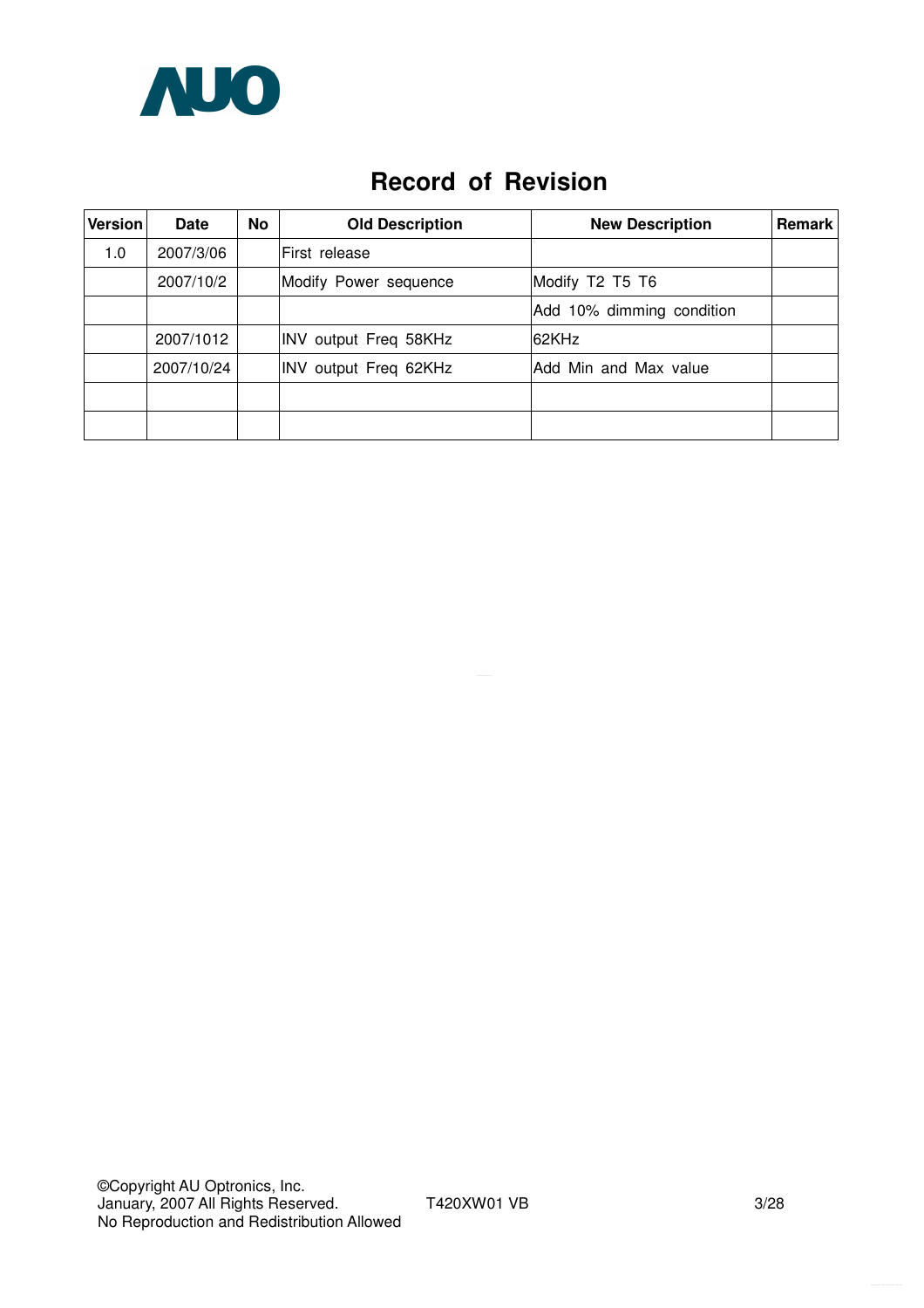# Record of Revision

| Version | Date | No | Old Description | New Description | Remark |
|---|---|---|---|---|---|
| 1.0 | 2007/3/06 | | First release | | |
| | 2007/10/2 | | Modify Power sequence | Modify T2 T5 T6 | |
| | | | | Add 10% dimming condition | |
| | 2007/1012 | | INV output Freq 58KHz | 62KHz | |
| | 2007/10/24 | | INV output Freq 62KHz | Add Min and Max value | |
| | | | | | |
| | | | | | |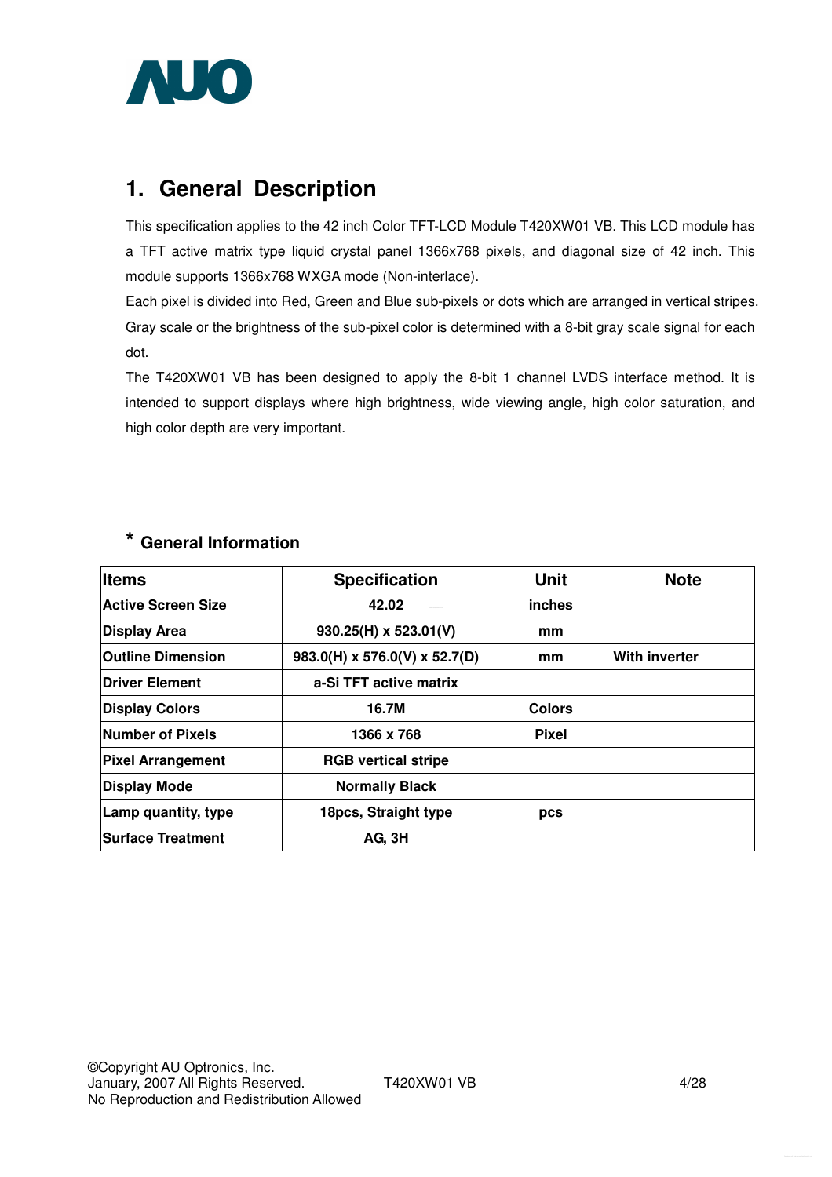# 1. General Description

This specification applies to the 42 inch Color TFT-LCD Module T420XW01 VB. This LCD module has a TFT active matrix type liquid crystal panel 1366x768 pixels, and diagonal size of 42 inch. This module supports 1366x768 WXGA mode (Non-interlace).

Each pixel is divided into Red, Green and Blue sub-pixels or dots which are arranged in vertical stripes. Gray scale or the brightness of the sub-pixel color is determined with a 8-bit gray scale signal for each dot.

The T420XW01 VB has been designed to apply the 8-bit 1 channel LVDS interface method. It is intended to support displays where high brightness, wide viewing angle, high color saturation, and high color depth are very important.

## * General Information

| Items | Specification | Unit | Note |
|---|---|---|---|
| Active Screen Size | 42.02 | inches | |
| Display Area | 930.25(H) x 523.01(V) | mm | |
| Outline Dimension | 983.0(H) x 576.0(V) x 52.7(D) | mm | With inverter |
| Driver Element | a-Si TFT active matrix | | |
| Display Colors | 16.7M | Colors | |
| Number of Pixels | 1366 x 768 | Pixel | |
| Pixel Arrangement | RGB vertical stripe | | |
| Display Mode | Normally Black | | |
| Lamp quantity, type | 18pcs, Straight type | pcs | |
| Surface Treatment | AG, 3H | | |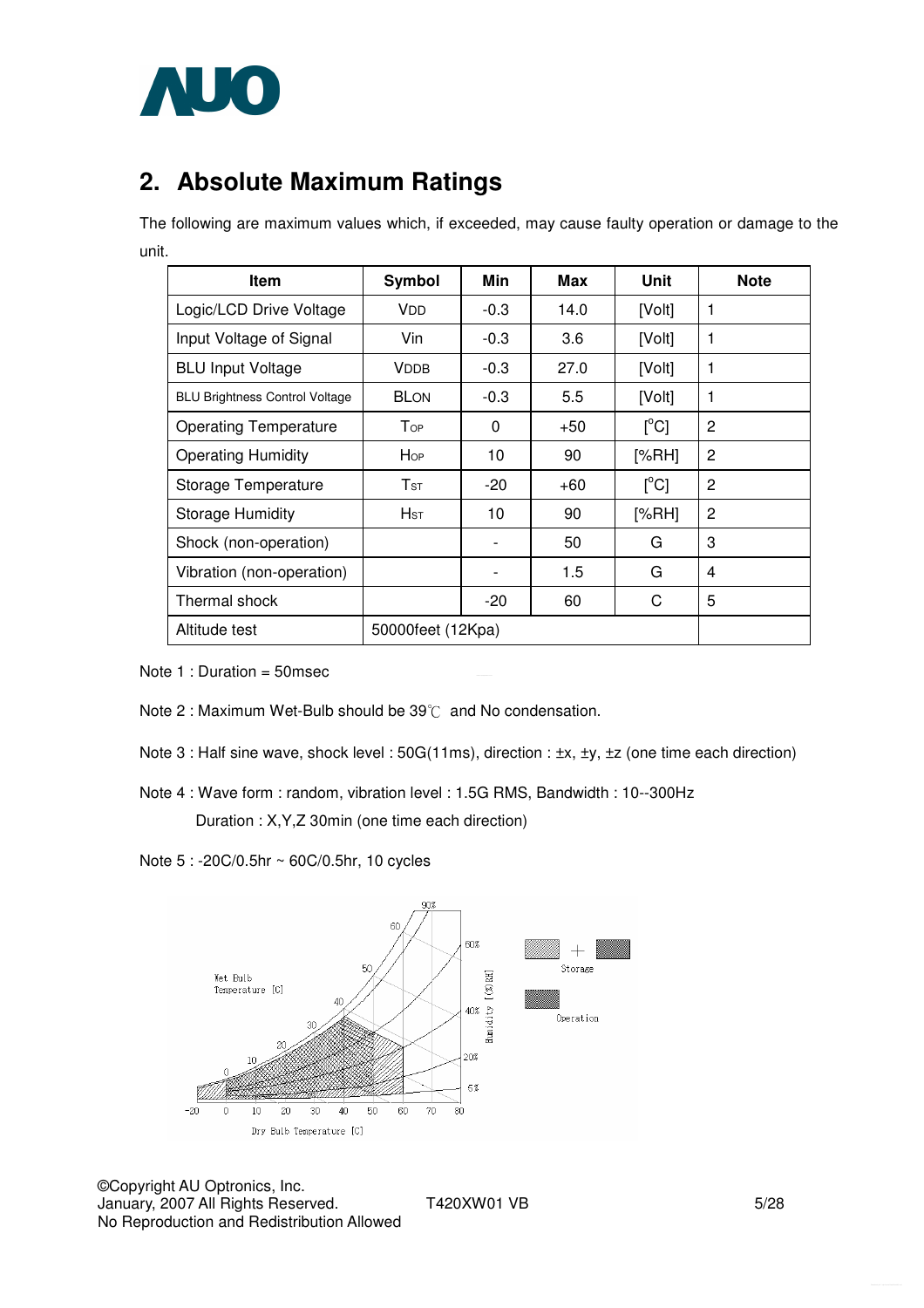## 2. Absolute Maximum Ratings

The following are maximum values which, if exceeded, may cause faulty operation or damage to the unit.

| Item | Symbol | Min | Max | Unit | Note |
|---|---|---|---|---|---|
| Logic/LCD Drive Voltage | $V_{DD}$ | -0.3 | 14.0 | [Volt] | 1 |
| Input Voltage of Signal | Vin | -0.3 | 3.6 | [Volt] | 1 |
| BLU Input Voltage | $V_{DDB}$ | -0.3 | 27.0 | [Volt] | 1 |
| BLU Brightness Control Voltage | $BL_{ON}$ | -0.3 | 5.5 | [Volt] | 1 |
| Operating Temperature | $T_{OP}$ | 0 | +50 | [°C] | 2 |
| Operating Humidity | $H_{OP}$ | 10 | 90 | [%RH] | 2 |
| Storage Temperature | $T_{ST}$ | -20 | +60 | [°C] | 2 |
| Storage Humidity | $H_{ST}$ | 10 | 90 | [%RH] | 2 |
| Shock (non-operation) | | - | 50 | G | 3 |
| Vibration (non-operation) | | - | 1.5 | G | 4 |
| Thermal shock | | -20 | 60 | C | 5 |
| Altitude test | 50000feet (12Kpa) | | | | |

Note 1 : Duration = 50msec

Note 2 : Maximum Wet-Bulb should be 39℃ and No condensation.

Note 3 : Half sine wave, shock level : 50G(11ms), direction : ±x, ±y, ±z (one time each direction)

Note 4 : Wave form : random, vibration level : 1.5G RMS, Bandwidth : 10--300Hz
Duration : X,Y,Z 30min (one time each direction)

Note 5 : -20C/0.5hr ~ 60C/0.5hr, 10 cycles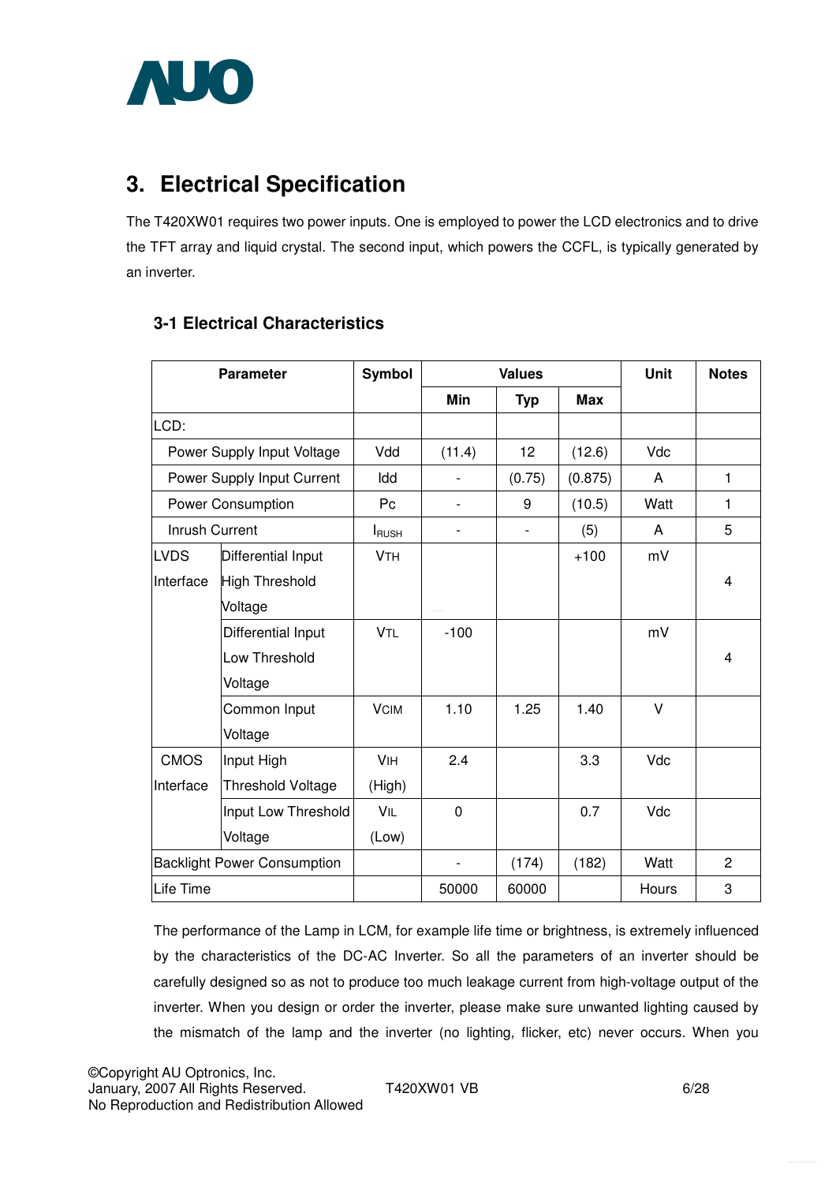# 3. Electrical Specification

The T420XW01 requires two power inputs. One is employed to power the LCD electronics and to drive the TFT array and liquid crystal. The second input, which powers the CCFL, is typically generated by an inverter.

## 3-1 Electrical Characteristics

| Parameter | | Symbol | Values | | | Unit | Notes |
|---|---|---|---|---|---|---|---|
| | | | Min | Typ | Max | | |
| LCD: | | | | | | | |
| | Power Supply Input Voltage | Vdd | (11.4) | 12 | (12.6) | Vdc | |
| | Power Supply Input Current | Idd | - | (0.75) | (0.875) | A | 1 |
| | Power Consumption | Pc | - | 9 | (10.5) | Watt | 1 |
| | Inrush Current | $I_{RUSH}$ | - | - | (5) | A | 5 |
| LVDS Interface | Differential Input High Threshold Voltage | $V_{TH}$ | | | +100 | mV | 4 |
| | Differential Input Low Threshold Voltage | $V_{TL}$ | -100 | | | mV | 4 |
| | Common Input Voltage | $V_{CIM}$ | 1.10 | 1.25 | 1.40 | V | |
| CMOS Interface | Input High Threshold Voltage | $V_{IH}$ (High) | 2.4 | | 3.3 | Vdc | |
| | Input Low Threshold Voltage | $V_{IL}$ (Low) | 0 | | 0.7 | Vdc | |
| Backlight Power Consumption | | | - | (174) | (182) | Watt | 2 |
| Life Time | | | 50000 | 60000 | | Hours | 3 |

The performance of the Lamp in LCM, for example life time or brightness, is extremely influenced by the characteristics of the DC-AC Inverter. So all the parameters of an inverter should be carefully designed so as not to produce too much leakage current from high-voltage output of the inverter. When you design or order the inverter, please make sure unwanted lighting caused by the mismatch of the lamp and the inverter (no lighting, flicker, etc) never occurs. When you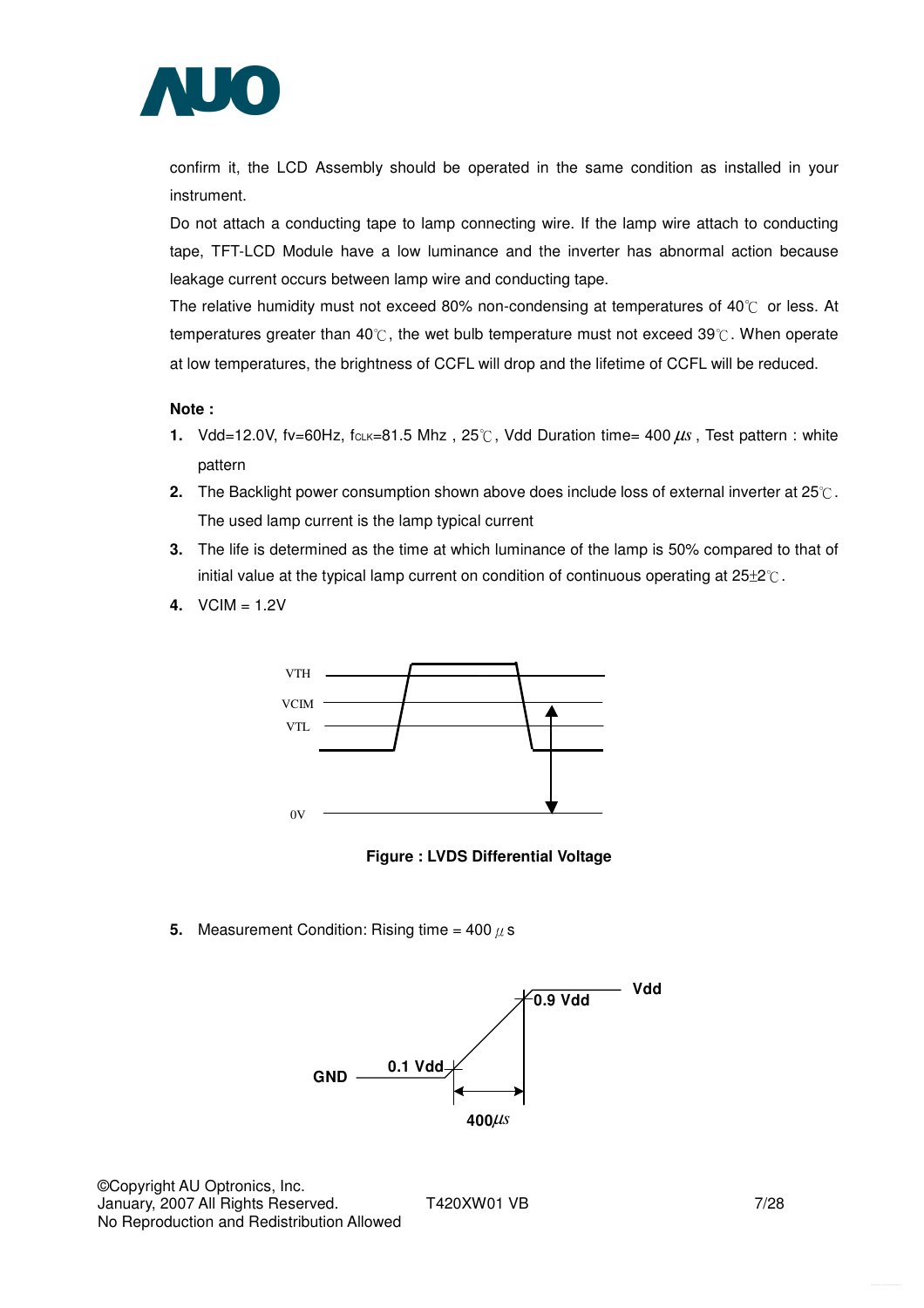confirm it, the LCD Assembly should be operated in the same condition as installed in your instrument.

Do not attach a conducting tape to lamp connecting wire. If the lamp wire attach to conducting tape, TFT-LCD Module have a low luminance and the inverter has abnormal action because leakage current occurs between lamp wire and conducting tape.

The relative humidity must not exceed 80% non-condensing at temperatures of 40℃ or less. At temperatures greater than 40℃, the wet bulb temperature must not exceed 39℃. When operate at low temperatures, the brightness of CCFL will drop and the lifetime of CCFL will be reduced.

**Note :**

1. Vdd=12.0V, fv=60Hz, $f_{CLK}$=81.5 Mhz , 25℃, Vdd Duration time= 400 μs , Test pattern : white pattern
2. The Backlight power consumption shown above does include loss of external inverter at 25℃. The used lamp current is the lamp typical current
3. The life is determined as the time at which luminance of the lamp is 50% compared to that of initial value at the typical lamp current on condition of continuous operating at 25±2℃.
4. VCIM = 1.2V

VTH

VCIM

VTL

0V

**Figure : LVDS Differential Voltage**

5. Measurement Condition: Rising time = 400 μs

Vdd

0.9 Vdd

0.1 Vdd

GND

400μs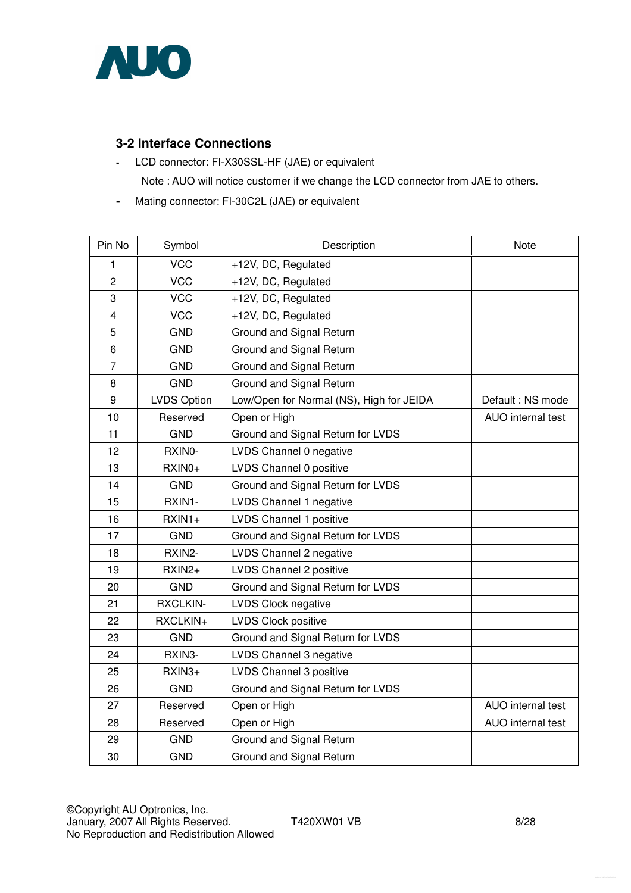## 3-2 Interface Connections

- LCD connector: FI-X30SSL-HF (JAE) or equivalent

  Note : AUO will notice customer if we change the LCD connector from JAE to others.

- Mating connector: FI-30C2L (JAE) or equivalent

| Pin No | Symbol | Description | Note |
|---|---|---|---|
| 1 | VCC | +12V, DC, Regulated | |
| 2 | VCC | +12V, DC, Regulated | |
| 3 | VCC | +12V, DC, Regulated | |
| 4 | VCC | +12V, DC, Regulated | |
| 5 | GND | Ground and Signal Return | |
| 6 | GND | Ground and Signal Return | |
| 7 | GND | Ground and Signal Return | |
| 8 | GND | Ground and Signal Return | |
| 9 | LVDS Option | Low/Open for Normal (NS), High for JEIDA | Default : NS mode |
| 10 | Reserved | Open or High | AUO internal test |
| 11 | GND | Ground and Signal Return for LVDS | |
| 12 | RXIN0- | LVDS Channel 0 negative | |
| 13 | RXIN0+ | LVDS Channel 0 positive | |
| 14 | GND | Ground and Signal Return for LVDS | |
| 15 | RXIN1- | LVDS Channel 1 negative | |
| 16 | RXIN1+ | LVDS Channel 1 positive | |
| 17 | GND | Ground and Signal Return for LVDS | |
| 18 | RXIN2- | LVDS Channel 2 negative | |
| 19 | RXIN2+ | LVDS Channel 2 positive | |
| 20 | GND | Ground and Signal Return for LVDS | |
| 21 | RXCLKIN- | LVDS Clock negative | |
| 22 | RXCLKIN+ | LVDS Clock positive | |
| 23 | GND | Ground and Signal Return for LVDS | |
| 24 | RXIN3- | LVDS Channel 3 negative | |
| 25 | RXIN3+ | LVDS Channel 3 positive | |
| 26 | GND | Ground and Signal Return for LVDS | |
| 27 | Reserved | Open or High | AUO internal test |
| 28 | Reserved | Open or High | AUO internal test |
| 29 | GND | Ground and Signal Return | |
| 30 | GND | Ground and Signal Return | |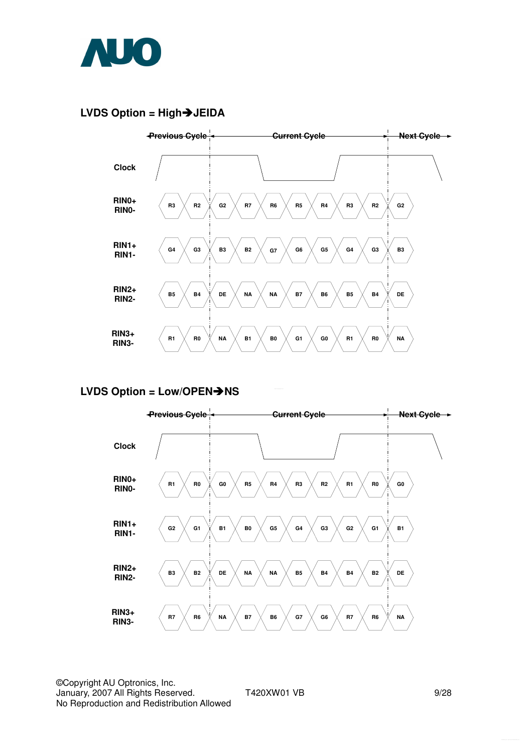## LVDS Option = High➔JEIDA

| | Previous Cycle | | Current Cycle | | | | | | | Next Cycle |
|---|---|---|---|---|---|---|---|---|---|---|
| RIN0+ RIN0- | R3 | R2 | G2 | R7 | R6 | R5 | R4 | R3 | R2 | G2 |
| RIN1+ RIN1- | G4 | G3 | B3 | B2 | G7 | G6 | G5 | G4 | G3 | B3 |
| RIN2+ RIN2- | B5 | B4 | DE | NA | NA | B7 | B6 | B5 | B4 | DE |
| RIN3+ RIN3- | R1 | R0 | NA | B1 | B0 | G1 | G0 | R1 | R0 | NA |

## LVDS Option = Low/OPEN➔NS

| | Previous Cycle | | Current Cycle | | | | | | | Next Cycle |
|---|---|---|---|---|---|---|---|---|---|---|
| RIN0+ RIN0- | R1 | R0 | G0 | R5 | R4 | R3 | R2 | R1 | R0 | G0 |
| RIN1+ RIN1- | G2 | G1 | B1 | B0 | G5 | G4 | G3 | G2 | G1 | B1 |
| RIN2+ RIN2- | B3 | B2 | DE | NA | NA | B5 | B4 | B4 | B2 | DE |
| RIN3+ RIN3- | R7 | R6 | NA | B7 | B6 | G7 | G6 | R7 | R6 | NA |

©Copyright AU Optronics, Inc.
January, 2007 All Rights Reserved.
No Reproduction and Redistribution Allowed

T420XW01 VB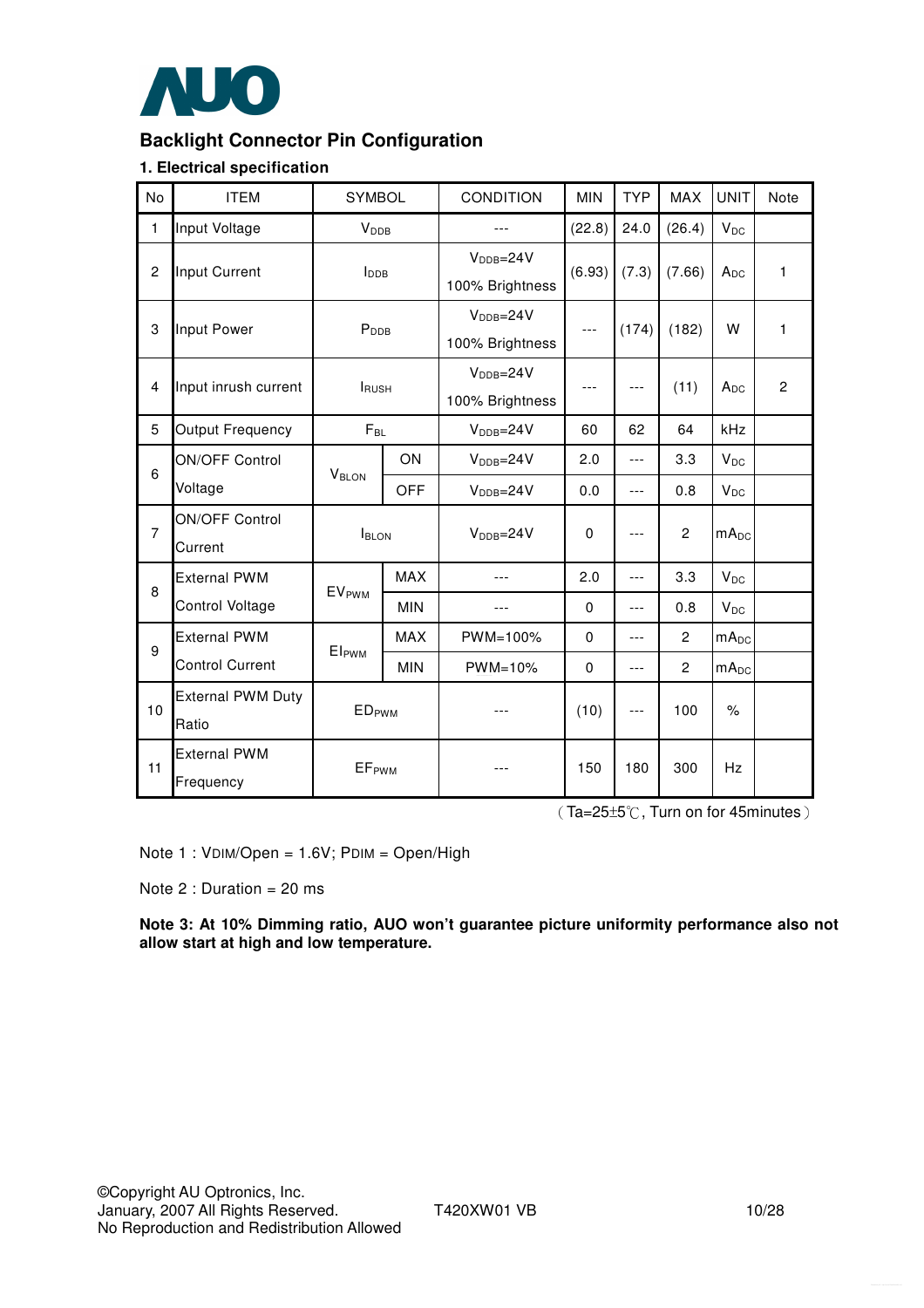## Backlight Connector Pin Configuration

### 1. Electrical specification

| No | ITEM | SYMBOL | | CONDITION | MIN | TYP | MAX | UNIT | Note |
|---|---|---|---|---|---|---|---|---|---|
| 1 | Input Voltage | $V_{DDB}$ | | --- | (22.8) | 24.0 | (26.4) | $V_{DC}$ | |
| 2 | Input Current | $I_{DDB}$ | | $V_{DDB}$=24V 100% Brightness | (6.93) | (7.3) | (7.66) | $A_{DC}$ | 1 |
| 3 | Input Power | $P_{DDB}$ | | $V_{DDB}$=24V 100% Brightness | --- | (174) | (182) | W | 1 |
| 4 | Input inrush current | $I_{RUSH}$ | | $V_{DDB}$=24V 100% Brightness | --- | --- | (11) | $A_{DC}$ | 2 |
| 5 | Output Frequency | $F_{BL}$ | | $V_{DDB}$=24V | 60 | 62 | 64 | kHz | |
| 6 | ON/OFF Control Voltage | $V_{BLON}$ | ON | $V_{DDB}$=24V | 2.0 | --- | 3.3 | $V_{DC}$ | |
| | | | OFF | $V_{DDB}$=24V | 0.0 | --- | 0.8 | $V_{DC}$ | |
| 7 | ON/OFF Control Current | $I_{BLON}$ | | $V_{DDB}$=24V | 0 | --- | 2 | $mA_{DC}$ | |
| 8 | External PWM Control Voltage | $EV_{PWM}$ | MAX | --- | 2.0 | --- | 3.3 | $V_{DC}$ | |
| | | | MIN | --- | 0 | --- | 0.8 | $V_{DC}$ | |
| 9 | External PWM Control Current | $EI_{PWM}$ | MAX | PWM=100% | 0 | --- | 2 | $mA_{DC}$ | |
| | | | MIN | PWM=10% | 0 | --- | 2 | $mA_{DC}$ | |
| 10 | External PWM Duty Ratio | $ED_{PWM}$ | | --- | (10) | --- | 100 | % | |
| 11 | External PWM Frequency | $EF_{PWM}$ | | --- | 150 | 180 | 300 | Hz | |

（Ta=25±5℃, Turn on for 45minutes）

Note 1 : VDIM/Open = 1.6V; PDIM = Open/High

Note 2 : Duration = 20 ms

**Note 3: At 10% Dimming ratio, AUO won't guarantee picture uniformity performance also not allow start at high and low temperature.**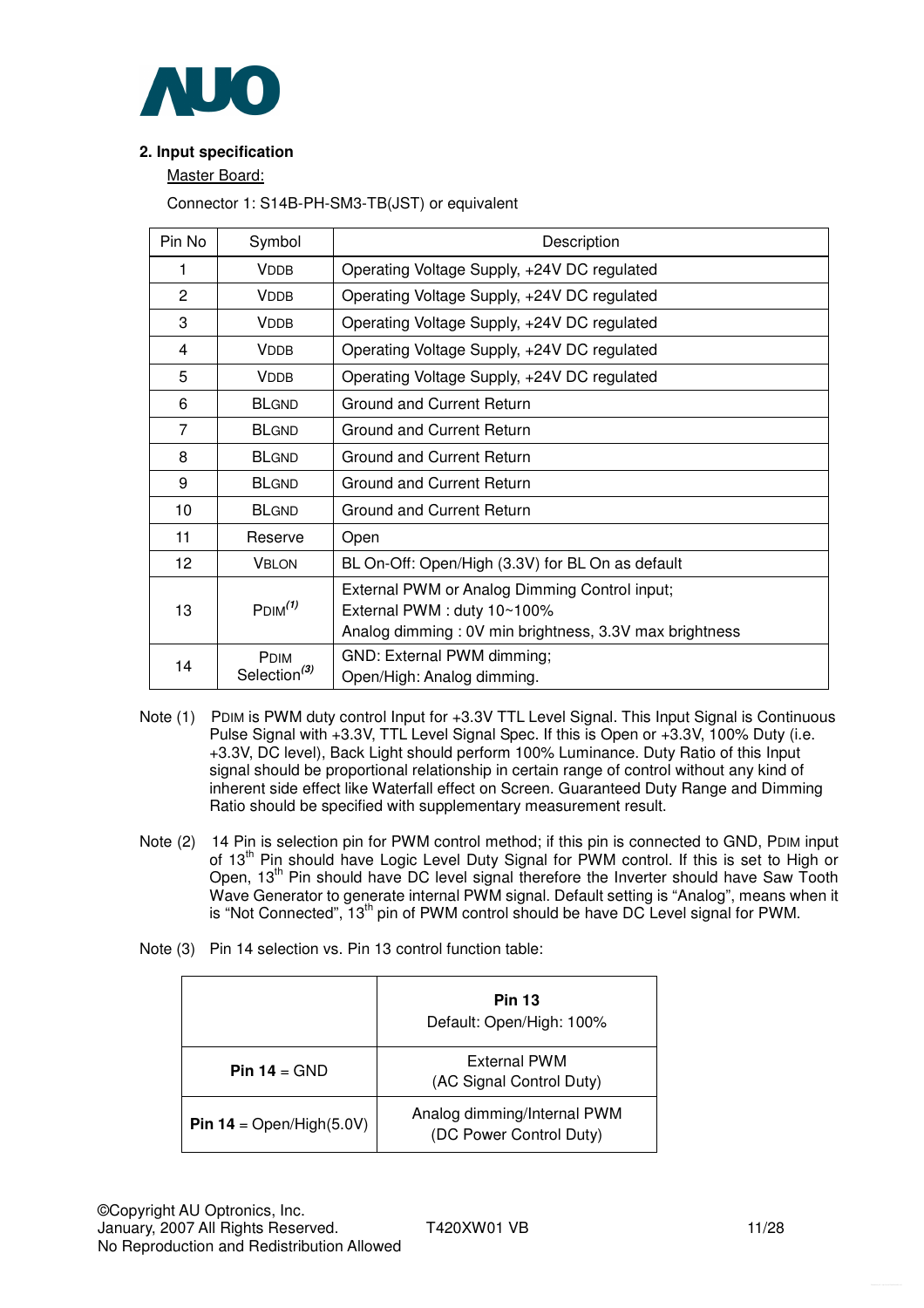## 2. Input specification

Master Board:

Connector 1: S14B-PH-SM3-TB(JST) or equivalent

| Pin No | Symbol | Description |
|---|---|---|
| 1 | VDDB | Operating Voltage Supply, +24V DC regulated |
| 2 | VDDB | Operating Voltage Supply, +24V DC regulated |
| 3 | VDDB | Operating Voltage Supply, +24V DC regulated |
| 4 | VDDB | Operating Voltage Supply, +24V DC regulated |
| 5 | VDDB | Operating Voltage Supply, +24V DC regulated |
| 6 | BLGND | Ground and Current Return |
| 7 | BLGND | Ground and Current Return |
| 8 | BLGND | Ground and Current Return |
| 9 | BLGND | Ground and Current Return |
| 10 | BLGND | Ground and Current Return |
| 11 | Reserve | Open |
| 12 | VBLON | BL On-Off: Open/High (3.3V) for BL On as default |
| 13 | PDIM(1) | External PWM or Analog Dimming Control input;<br>External PWM : duty 10~100%<br>Analog dimming : 0V min brightness, 3.3V max brightness |
| 14 | PDIM Selection(3) | GND: External PWM dimming;<br>Open/High: Analog dimming. |

Note (1) PDIM is PWM duty control Input for +3.3V TTL Level Signal. This Input Signal is Continuous Pulse Signal with +3.3V, TTL Level Signal Spec. If this is Open or +3.3V, 100% Duty (i.e. +3.3V, DC level), Back Light should perform 100% Luminance. Duty Ratio of this Input signal should be proportional relationship in certain range of control without any kind of inherent side effect like Waterfall effect on Screen. Guaranteed Duty Range and Dimming Ratio should be specified with supplementary measurement result.

Note (2) 14 Pin is selection pin for PWM control method; if this pin is connected to GND, PDIM input of 13th Pin should have Logic Level Duty Signal for PWM control. If this is set to High or Open, 13th Pin should have DC level signal therefore the Inverter should have Saw Tooth Wave Generator to generate internal PWM signal. Default setting is "Analog", means when it is "Not Connected", 13th pin of PWM control should be have DC Level signal for PWM.

Note (3) Pin 14 selection vs. Pin 13 control function table:

| | **Pin 13**<br>Default: Open/High: 100% |
|---|---|
| **Pin 14** = GND | External PWM<br>(AC Signal Control Duty) |
| **Pin 14** = Open/High(5.0V) | Analog dimming/Internal PWM<br>(DC Power Control Duty) |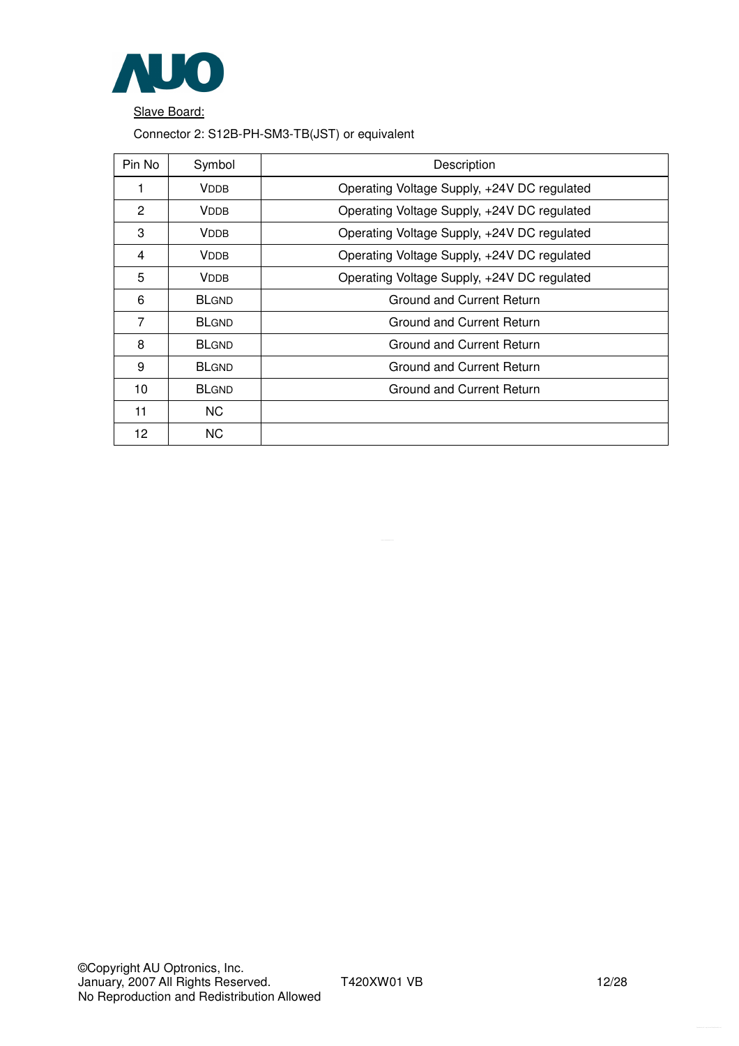Slave Board:

Connector 2: S12B-PH-SM3-TB(JST) or equivalent

| Pin No | Symbol | Description |
|---|---|---|
| 1 | VDDB | Operating Voltage Supply, +24V DC regulated |
| 2 | VDDB | Operating Voltage Supply, +24V DC regulated |
| 3 | VDDB | Operating Voltage Supply, +24V DC regulated |
| 4 | VDDB | Operating Voltage Supply, +24V DC regulated |
| 5 | VDDB | Operating Voltage Supply, +24V DC regulated |
| 6 | BLGND | Ground and Current Return |
| 7 | BLGND | Ground and Current Return |
| 8 | BLGND | Ground and Current Return |
| 9 | BLGND | Ground and Current Return |
| 10 | BLGND | Ground and Current Return |
| 11 | NC | |
| 12 | NC | |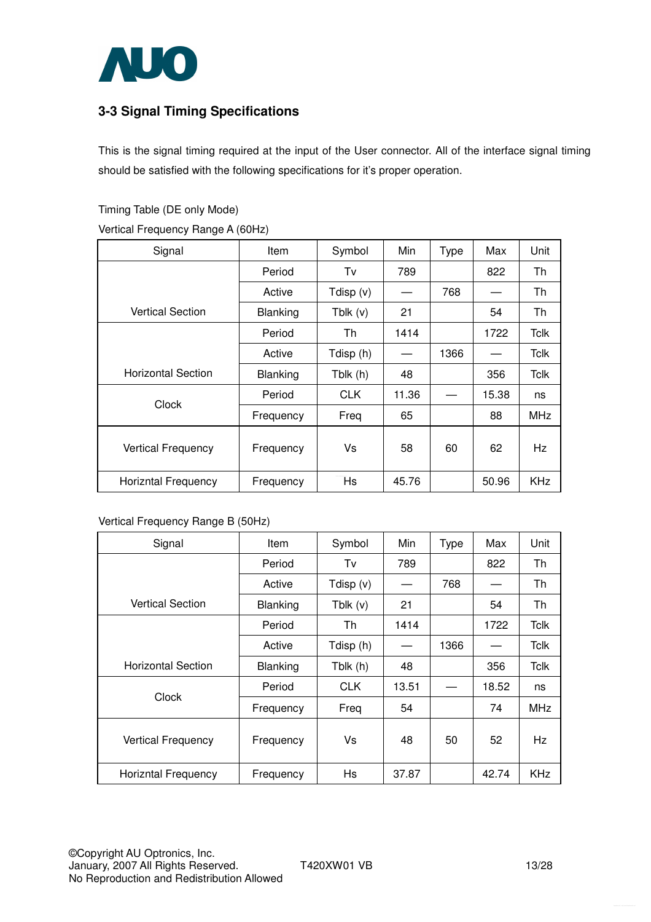## 3-3 Signal Timing Specifications

This is the signal timing required at the input of the User connector. All of the interface signal timing should be satisfied with the following specifications for it's proper operation.

Timing Table (DE only Mode)

Vertical Frequency Range A (60Hz)

| Signal | Item | Symbol | Min | Type | Max | Unit |
|---|---|---|---|---|---|---|
| Vertical Section | Period | Tv | 789 | | 822 | Th |
| | Active | Tdisp (v) | — | 768 | — | Th |
| | Blanking | Tblk (v) | 21 | | 54 | Th |
| Horizontal Section | Period | Th | 1414 | | 1722 | Tclk |
| | Active | Tdisp (h) | — | 1366 | — | Tclk |
| | Blanking | Tblk (h) | 48 | | 356 | Tclk |
| Clock | Period | CLK | 11.36 | — | 15.38 | ns |
| | Frequency | Freq | 65 | | 88 | MHz |
| Vertical Frequency | Frequency | Vs | 58 | 60 | 62 | Hz |
| Horiztal Frequency | Frequency | Hs | 45.76 | | 50.96 | KHz |

Vertical Frequency Range B (50Hz)

| Signal | Item | Symbol | Min | Type | Max | Unit |
|---|---|---|---|---|---|---|
| Vertical Section | Period | Tv | 789 | | 822 | Th |
| | Active | Tdisp (v) | — | 768 | — | Th |
| | Blanking | Tblk (v) | 21 | | 54 | Th |
| Horizontal Section | Period | Th | 1414 | | 1722 | Tclk |
| | Active | Tdisp (h) | — | 1366 | — | Tclk |
| | Blanking | Tblk (h) | 48 | | 356 | Tclk |
| Clock | Period | CLK | 13.51 | — | 18.52 | ns |
| | Frequency | Freq | 54 | | 74 | MHz |
| Vertical Frequency | Frequency | Vs | 48 | 50 | 52 | Hz |
| Horiztal Frequency | Frequency | Hs | 37.87 | | 42.74 | KHz |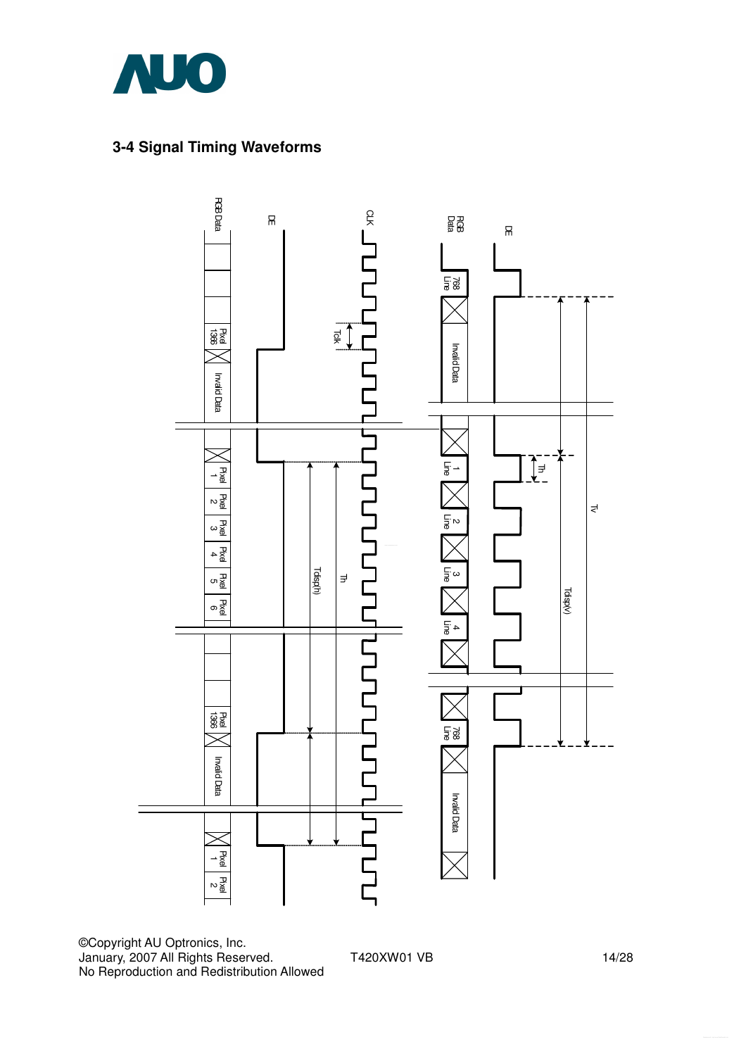## 3-4 Signal Timing Waveforms

RGB Data

DE

CLK

Tclk

Pixel 1366

Invalid Data

Pixel 1

Pixel 2

Pixel 3

Pixel 4

Pixel 5

Pixel 6

Tdisp(h)

Th

Pixel 1366

Invalid Data

Pixel 1

Pixel 2

RGB Data

DE

768 Line

Invalid Data

1 Line

2 Line

3 Line

4 Line

768 Line

Invalid Data

Th

Tdisp(v)

Tv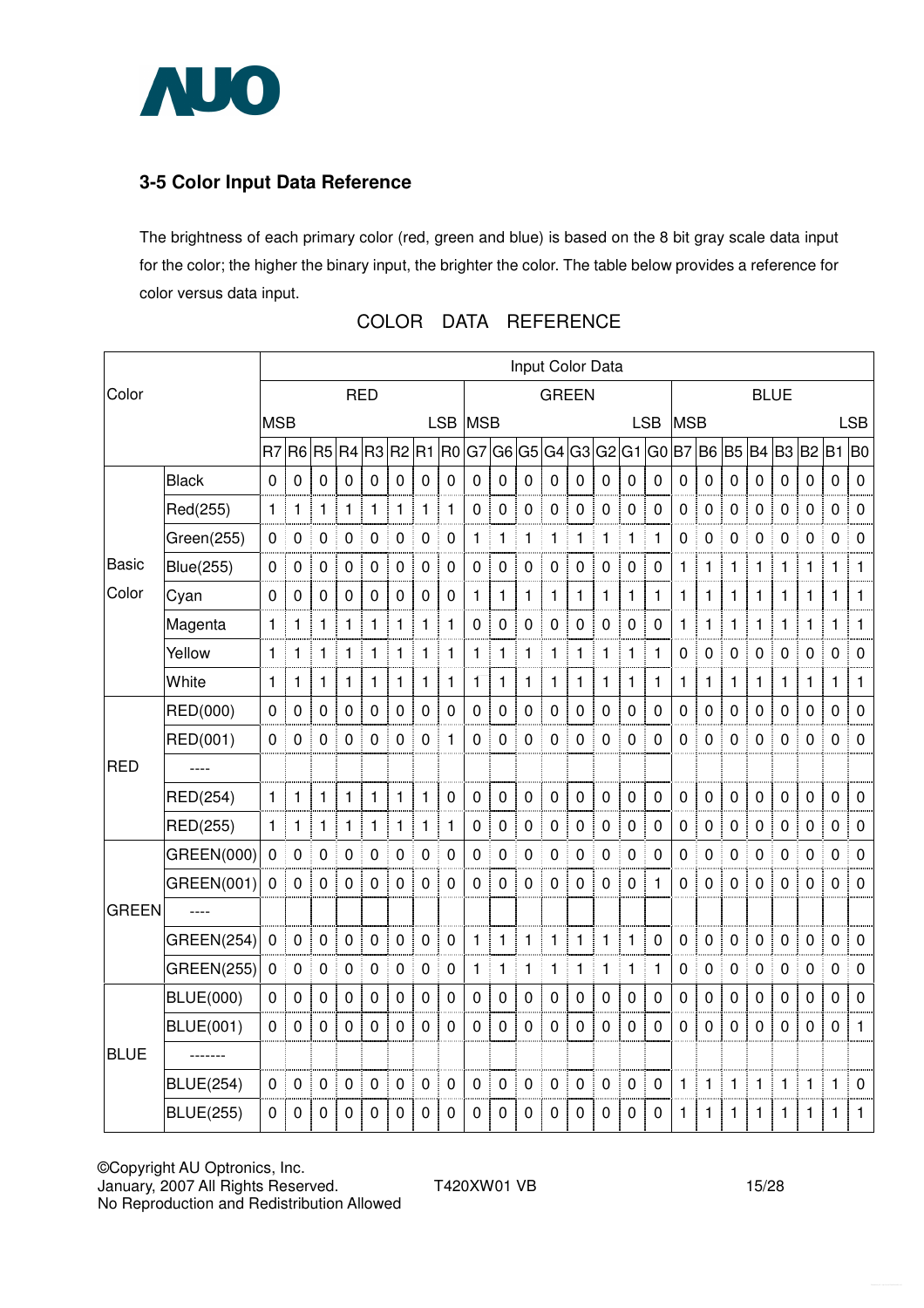### 3-5 Color Input Data Reference

The brightness of each primary color (red, green and blue) is based on the 8 bit gray scale data input for the color; the higher the binary input, the brighter the color. The table below provides a reference for color versus data input.

COLOR DATA REFERENCE

| Color | | Input Color Data | | | | | | | | | | | | | | | | | | | | | | | |
|---|---|---|---|---|---|---|---|---|---|---|---|---|---|---|---|---|---|---|---|---|---|---|---|---|---|
| | | RED | | | | | | | | GREEN | | | | | | | | BLUE | | | | | | | |
| | | MSB | | | | | | | LSB | MSB | | | | | | | LSB | MSB | | | | | | | LSB |
| | | R7 | R6 | R5 | R4 | R3 | R2 | R1 | R0 | G7 | G6 | G5 | G4 | G3 | G2 | G1 | G0 | B7 | B6 | B5 | B4 | B3 | B2 | B1 | B0 |
| Basic Color | Black | 0 | 0 | 0 | 0 | 0 | 0 | 0 | 0 | 0 | 0 | 0 | 0 | 0 | 0 | 0 | 0 | 0 | 0 | 0 | 0 | 0 | 0 | 0 | 0 |
| | Red(255) | 1 | 1 | 1 | 1 | 1 | 1 | 1 | 1 | 0 | 0 | 0 | 0 | 0 | 0 | 0 | 0 | 0 | 0 | 0 | 0 | 0 | 0 | 0 | 0 |
| | Green(255) | 0 | 0 | 0 | 0 | 0 | 0 | 0 | 0 | 1 | 1 | 1 | 1 | 1 | 1 | 1 | 1 | 0 | 0 | 0 | 0 | 0 | 0 | 0 | 0 |
| | Blue(255) | 0 | 0 | 0 | 0 | 0 | 0 | 0 | 0 | 0 | 0 | 0 | 0 | 0 | 0 | 0 | 0 | 1 | 1 | 1 | 1 | 1 | 1 | 1 | 1 |
| | Cyan | 0 | 0 | 0 | 0 | 0 | 0 | 0 | 0 | 1 | 1 | 1 | 1 | 1 | 1 | 1 | 1 | 1 | 1 | 1 | 1 | 1 | 1 | 1 | 1 |
| | Magenta | 1 | 1 | 1 | 1 | 1 | 1 | 1 | 1 | 0 | 0 | 0 | 0 | 0 | 0 | 0 | 0 | 1 | 1 | 1 | 1 | 1 | 1 | 1 | 1 |
| | Yellow | 1 | 1 | 1 | 1 | 1 | 1 | 1 | 1 | 1 | 1 | 1 | 1 | 1 | 1 | 1 | 1 | 0 | 0 | 0 | 0 | 0 | 0 | 0 | 0 |
| | White | 1 | 1 | 1 | 1 | 1 | 1 | 1 | 1 | 1 | 1 | 1 | 1 | 1 | 1 | 1 | 1 | 1 | 1 | 1 | 1 | 1 | 1 | 1 | 1 |
| RED | RED(000) | 0 | 0 | 0 | 0 | 0 | 0 | 0 | 0 | 0 | 0 | 0 | 0 | 0 | 0 | 0 | 0 | 0 | 0 | 0 | 0 | 0 | 0 | 0 | 0 |
| | RED(001) | 0 | 0 | 0 | 0 | 0 | 0 | 0 | 1 | 0 | 0 | 0 | 0 | 0 | 0 | 0 | 0 | 0 | 0 | 0 | 0 | 0 | 0 | 0 | 0 |
| | ---- | | | | | | | | | | | | | | | | | | | | | | | | |
| | RED(254) | 1 | 1 | 1 | 1 | 1 | 1 | 1 | 0 | 0 | 0 | 0 | 0 | 0 | 0 | 0 | 0 | 0 | 0 | 0 | 0 | 0 | 0 | 0 | 0 |
| | RED(255) | 1 | 1 | 1 | 1 | 1 | 1 | 1 | 1 | 0 | 0 | 0 | 0 | 0 | 0 | 0 | 0 | 0 | 0 | 0 | 0 | 0 | 0 | 0 | 0 |
| GREEN | GREEN(000) | 0 | 0 | 0 | 0 | 0 | 0 | 0 | 0 | 0 | 0 | 0 | 0 | 0 | 0 | 0 | 0 | 0 | 0 | 0 | 0 | 0 | 0 | 0 | 0 |
| | GREEN(001) | 0 | 0 | 0 | 0 | 0 | 0 | 0 | 0 | 0 | 0 | 0 | 0 | 0 | 0 | 0 | 1 | 0 | 0 | 0 | 0 | 0 | 0 | 0 | 0 |
| | ---- | | | | | | | | | | | | | | | | | | | | | | | | |
| | GREEN(254) | 0 | 0 | 0 | 0 | 0 | 0 | 0 | 0 | 1 | 1 | 1 | 1 | 1 | 1 | 1 | 0 | 0 | 0 | 0 | 0 | 0 | 0 | 0 | 0 |
| | GREEN(255) | 0 | 0 | 0 | 0 | 0 | 0 | 0 | 0 | 1 | 1 | 1 | 1 | 1 | 1 | 1 | 1 | 0 | 0 | 0 | 0 | 0 | 0 | 0 | 0 |
| BLUE | BLUE(000) | 0 | 0 | 0 | 0 | 0 | 0 | 0 | 0 | 0 | 0 | 0 | 0 | 0 | 0 | 0 | 0 | 0 | 0 | 0 | 0 | 0 | 0 | 0 | 0 |
| | BLUE(001) | 0 | 0 | 0 | 0 | 0 | 0 | 0 | 0 | 0 | 0 | 0 | 0 | 0 | 0 | 0 | 0 | 0 | 0 | 0 | 0 | 0 | 0 | 0 | 1 |
| | ------- | | | | | | | | | | | | | | | | | | | | | | | | |
| | BLUE(254) | 0 | 0 | 0 | 0 | 0 | 0 | 0 | 0 | 0 | 0 | 0 | 0 | 0 | 0 | 0 | 0 | 1 | 1 | 1 | 1 | 1 | 1 | 1 | 0 |
| | BLUE(255) | 0 | 0 | 0 | 0 | 0 | 0 | 0 | 0 | 0 | 0 | 0 | 0 | 0 | 0 | 0 | 0 | 1 | 1 | 1 | 1 | 1 | 1 | 1 | 1 |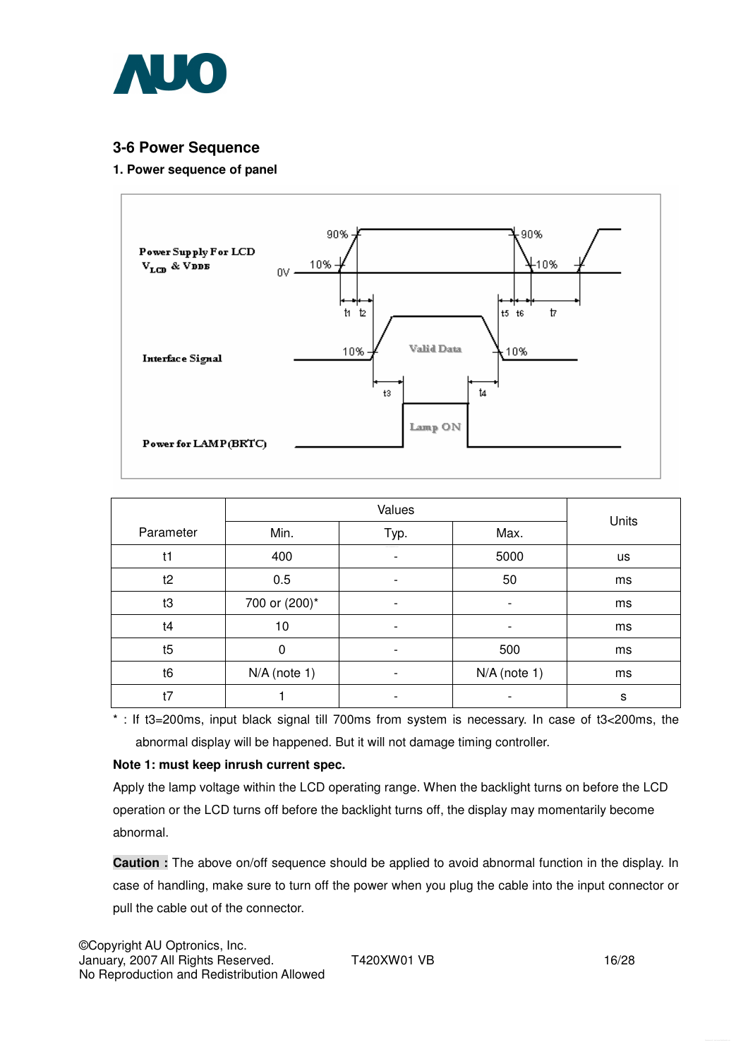## 3-6 Power Sequence

**1. Power sequence of panel**

| Parameter | Values | | | Units |
|---|---|---|---|---|
| | Min. | Typ. | Max. | |
| t1 | 400 | - | 5000 | us |
| t2 | 0.5 | - | 50 | ms |
| t3 | 700 or (200)* | - | - | ms |
| t4 | 10 | - | - | ms |
| t5 | 0 | - | 500 | ms |
| t6 | N/A (note 1) | - | N/A (note 1) | ms |
| t7 | 1 | - | - | s |

* : If t3=200ms, input black signal till 700ms from system is necessary. In case of t3<200ms, the abnormal display will be happened. But it will not damage timing controller.

**Note 1: must keep inrush current spec.**

Apply the lamp voltage within the LCD operating range. When the backlight turns on before the LCD operation or the LCD turns off before the backlight turns off, the display may momentarily become abnormal.

**Caution :** The above on/off sequence should be applied to avoid abnormal function in the display. In case of handling, make sure to turn off the power when you plug the cable into the input connector or pull the cable out of the connector.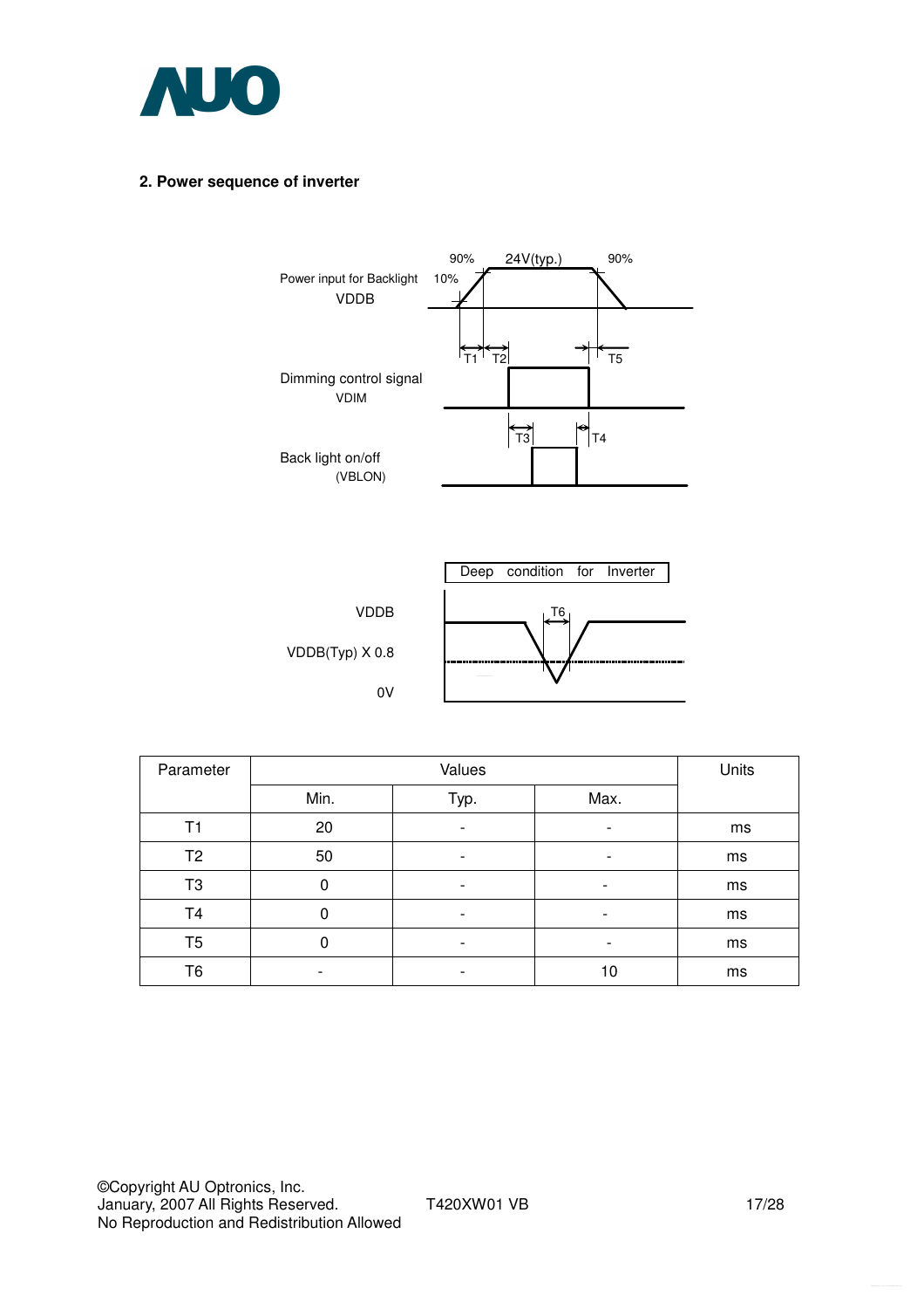## 2. Power sequence of inverter

Power input for Backlight VDDB

Dimming control signal VDIM

Back light on/off (VBLON)

Deep condition for Inverter

VDDB

VDDB(Typ) X 0.8

0V

| Parameter | Values | | | Units |
|---|---|---|---|---|
| | Min. | Typ. | Max. | |
| T1 | 20 | - | - | ms |
| T2 | 50 | - | - | ms |
| T3 | 0 | - | - | ms |
| T4 | 0 | - | - | ms |
| T5 | 0 | - | - | ms |
| T6 | - | - | 10 | ms |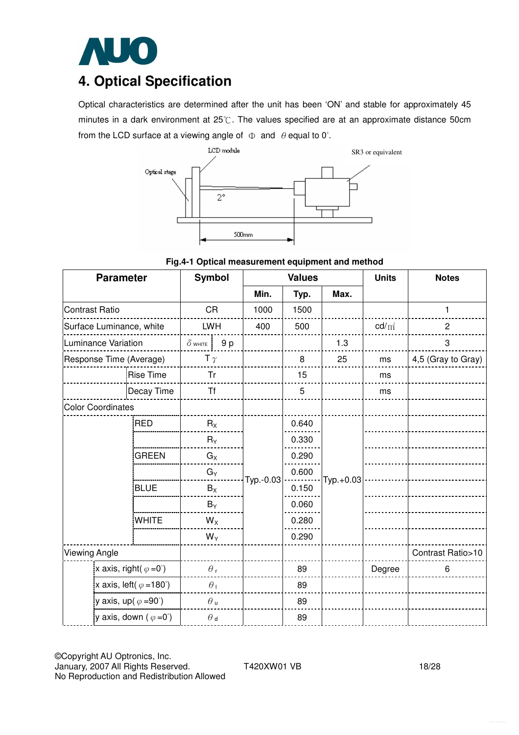## 4. Optical Specification

Optical characteristics are determined after the unit has been 'ON' and stable for approximately 45 minutes in a dark environment at 25℃. The values specified are at an approximate distance 50cm from the LCD surface at a viewing angle of Φ and θ equal to 0°.

Fig.4-1 Optical measurement equipment and method

| Parameter | | Symbol | Values | | | Units | Notes |
|---|---|---|---|---|---|---|---|
| | | | Min. | Typ. | Max. | | |
| Contrast Ratio | | CR | 1000 | 1500 | | | 1 |
| Surface Luminance, white | | LWH | 400 | 500 | | cd/m² | 2 |
| Luminance Variation | | $\delta_{WHITE}$ 9 p | | | 1.3 | | 3 |
| Response Time (Average) | | $T\gamma$ | | 8 | 25 | ms | 4,5 (Gray to Gray) |
| | Rise Time | Tr | | 15 | | ms | |
| | Decay Time | Tf | | 5 | | ms | |
| Color Coordinates | | | | | | | |
| | RED | $R_X$ | Typ.-0.03 | 0.640 | Typ.+0.03 | | |
| | | $R_Y$ | | 0.330 | | | |
| | GREEN | $G_X$ | | 0.290 | | | |
| | | $G_Y$ | | 0.600 | | | |
| | BLUE | $B_X$ | | 0.150 | | | |
| | | $B_Y$ | | 0.060 | | | |
| | WHITE | $W_X$ | | 0.280 | | | |
| | | $W_Y$ | | 0.290 | | | |
| Viewing Angle | | | | | | | Contrast Ratio>10 |
| | x axis, right( $\varphi$ =0°) | $\theta_r$ | | 89 | | Degree | 6 |
| | x axis, left( $\varphi$ =180°) | $\theta_l$ | | 89 | | | |
| | y axis, up( $\varphi$ =90°) | $\theta_u$ | | 89 | | | |
| | y axis, down ( $\varphi$ =0°) | $\theta_d$ | | 89 | | | |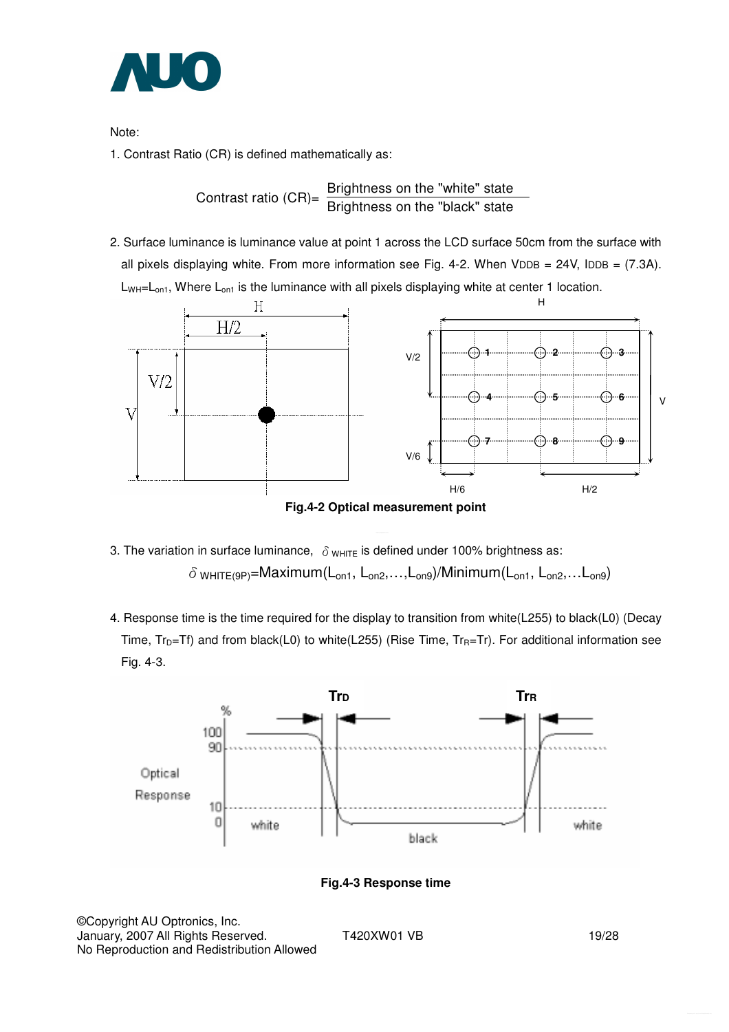Note:

1. Contrast Ratio (CR) is defined mathematically as:

$$\text{Contrast ratio (CR)} = \frac{\text{Brightness on the "white" state}}{\text{Brightness on the "black" state}}$$

2. Surface luminance is luminance value at point 1 across the LCD surface 50cm from the surface with all pixels displaying white. From more information see Fig. 4-2. When $V_{DDB}$ = 24V, $I_{DDB}$ = (7.3A). $L_{WH}=L_{on1}$, Where $L_{on1}$ is the luminance with all pixels displaying white at center 1 location.

**Fig.4-2 Optical measurement point**

3. The variation in surface luminance, $\delta_{WHITE}$ is defined under 100% brightness as:

$$\delta_{WHITE(9P)} = \text{Maximum}(L_{on1}, L_{on2}, \ldots, L_{on9}) / \text{Minimum}(L_{on1}, L_{on2}, \ldots L_{on9})$$

4. Response time is the time required for the display to transition from white(L255) to black(L0) (Decay Time, $Tr_D$=Tf) and from black(L0) to white(L255) (Rise Time, $Tr_R$=Tr). For additional information see Fig. 4-3.

**Fig.4-3 Response time**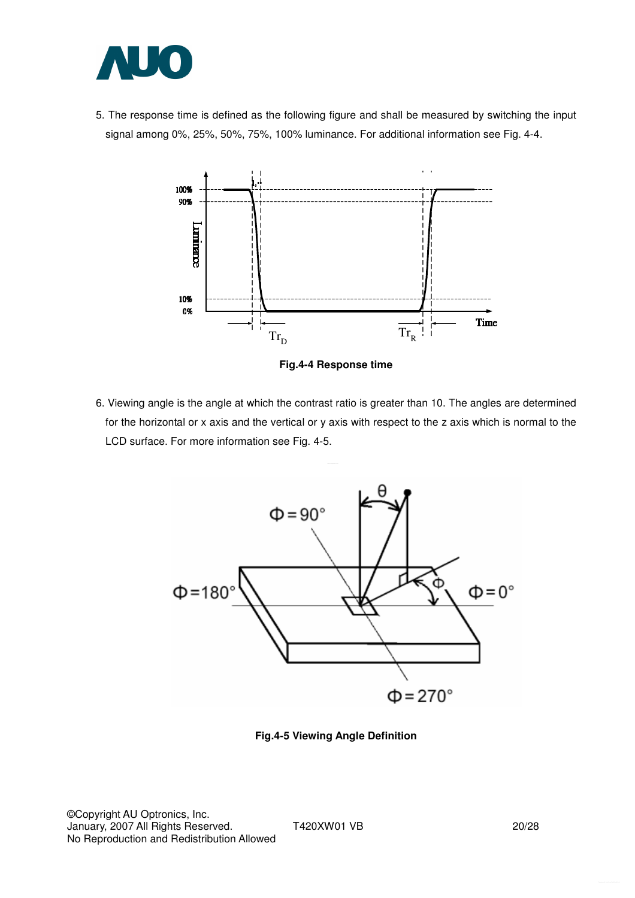5. The response time is defined as the following figure and shall be measured by switching the input signal among 0%, 25%, 50%, 75%, 100% luminance. For additional information see Fig. 4-4.

**Fig.4-4 Response time**

6. Viewing angle is the angle at which the contrast ratio is greater than 10. The angles are determined for the horizontal or x axis and the vertical or y axis with respect to the z axis which is normal to the LCD surface. For more information see Fig. 4-5.

**Fig.4-5 Viewing Angle Definition**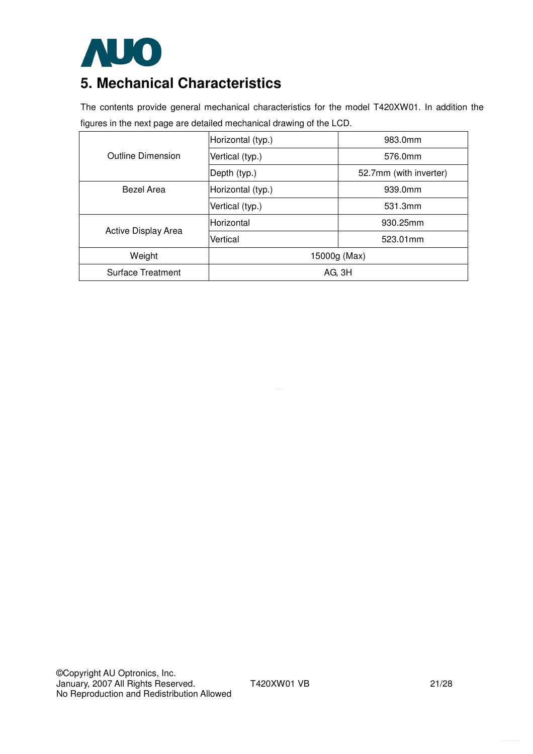# 5. Mechanical Characteristics

The contents provide general mechanical characteristics for the model T420XW01. In addition the figures in the next page are detailed mechanical drawing of the LCD.

| | | |
|---|---|---|
| Outline Dimension | Horizontal (typ.) | 983.0mm |
| | Vertical (typ.) | 576.0mm |
| | Depth (typ.) | 52.7mm (with inverter) |
| Bezel Area | Horizontal (typ.) | 939.0mm |
| | Vertical (typ.) | 531.3mm |
| Active Display Area | Horizontal | 930.25mm |
| | Vertical | 523.01mm |
| Weight | 15000g (Max) | |
| Surface Treatment | AG, 3H | |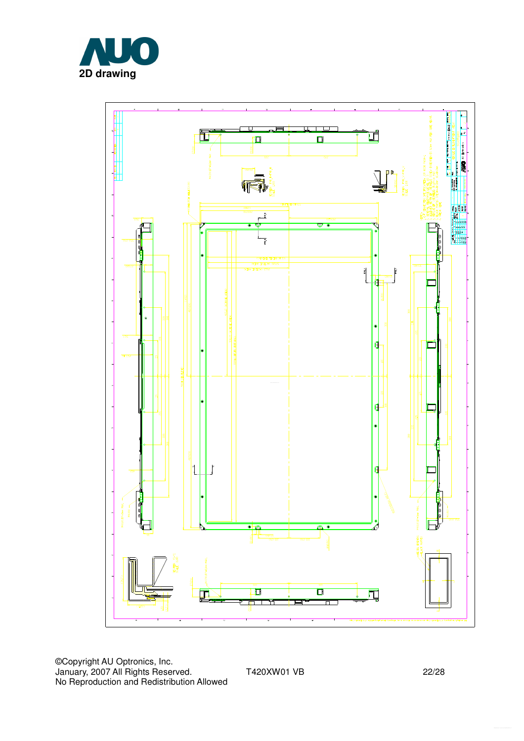## 2D drawing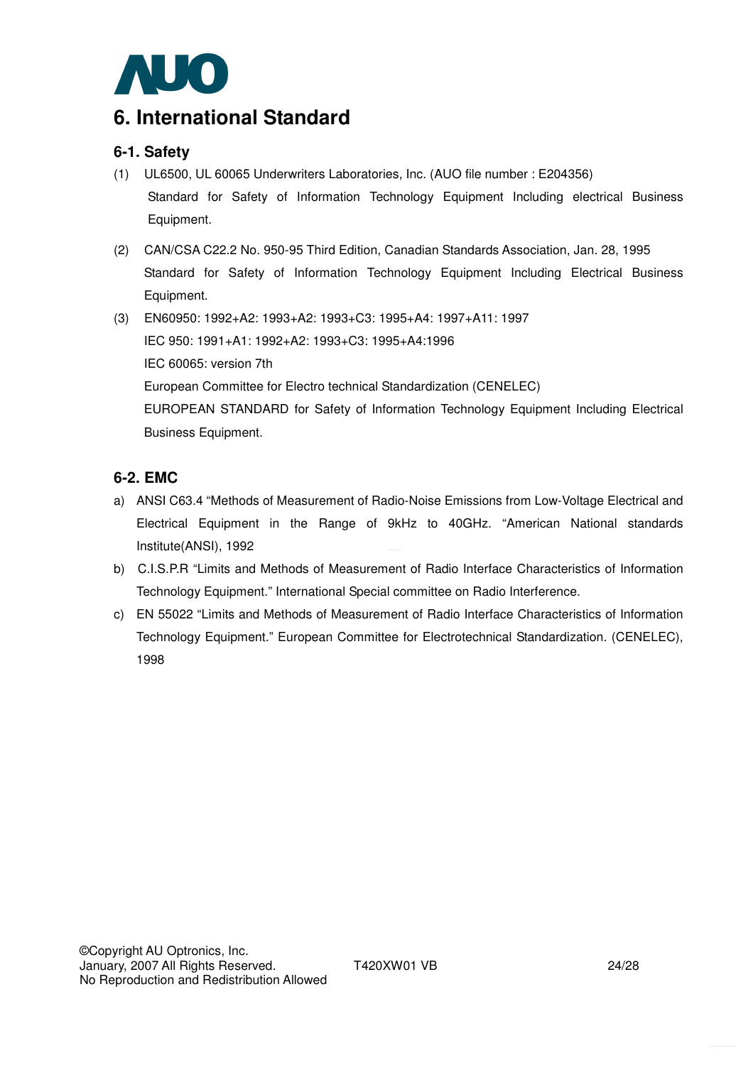# 6. International Standard

## 6-1. Safety

(1) UL6500, UL 60065 Underwriters Laboratories, Inc. (AUO file number : E204356)
Standard for Safety of Information Technology Equipment Including electrical Business Equipment.

(2) CAN/CSA C22.2 No. 950-95 Third Edition, Canadian Standards Association, Jan. 28, 1995
Standard for Safety of Information Technology Equipment Including Electrical Business Equipment.

(3) EN60950: 1992+A2: 1993+A2: 1993+C3: 1995+A4: 1997+A11: 1997
IEC 950: 1991+A1: 1992+A2: 1993+C3: 1995+A4:1996
IEC 60065: version 7th
European Committee for Electro technical Standardization (CENELEC)
EUROPEAN STANDARD for Safety of Information Technology Equipment Including Electrical Business Equipment.

## 6-2. EMC

a) ANSI C63.4 "Methods of Measurement of Radio-Noise Emissions from Low-Voltage Electrical and Electrical Equipment in the Range of 9kHz to 40GHz. "American National standards Institute(ANSI), 1992

b) C.I.S.P.R "Limits and Methods of Measurement of Radio Interface Characteristics of Information Technology Equipment." International Special committee on Radio Interference.

c) EN 55022 "Limits and Methods of Measurement of Radio Interface Characteristics of Information Technology Equipment." European Committee for Electrotechnical Standardization. (CENELEC), 1998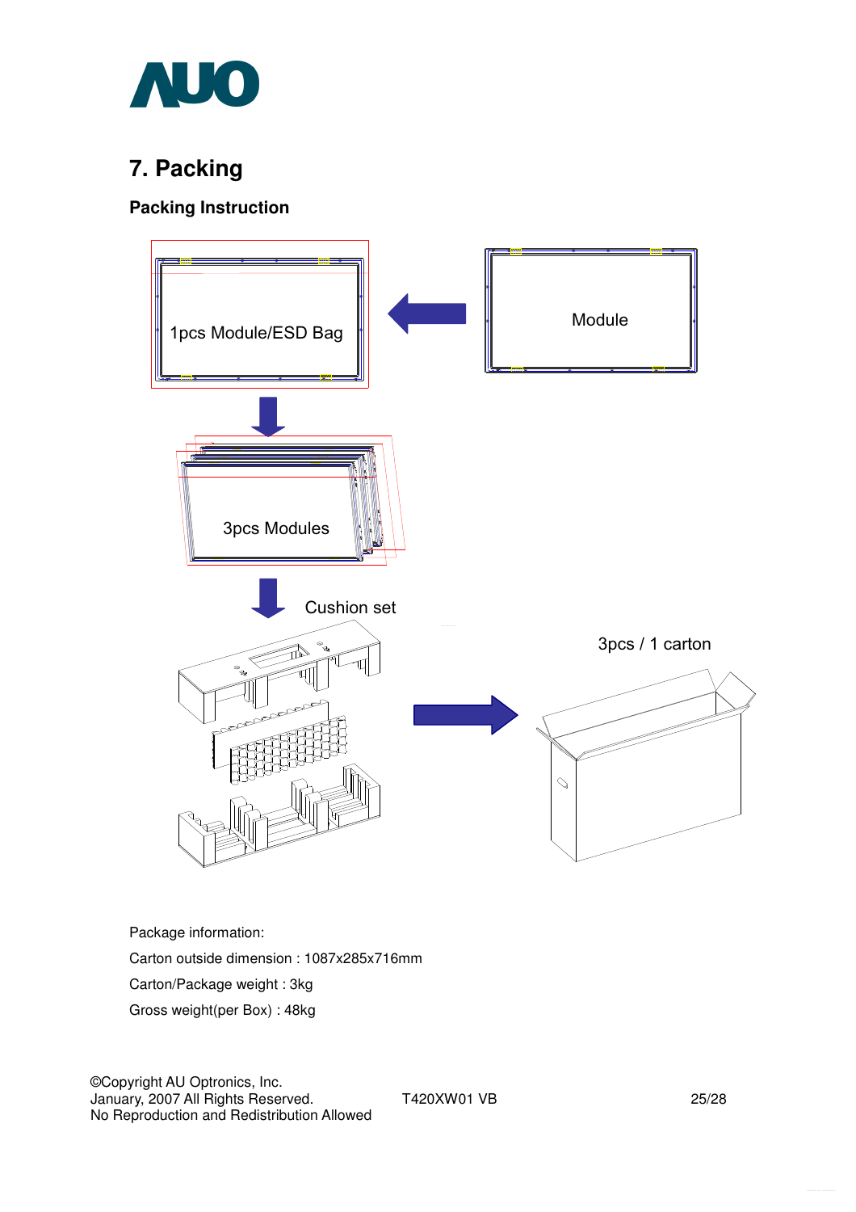## 7. Packing

### Packing Instruction

Module

1pcs Module/ESD Bag

3pcs Modules

Cushion set

3pcs / 1 carton

Package information:

Carton outside dimension : 1087x285x716mm

Carton/Package weight : 3kg

Gross weight(per Box) : 48kg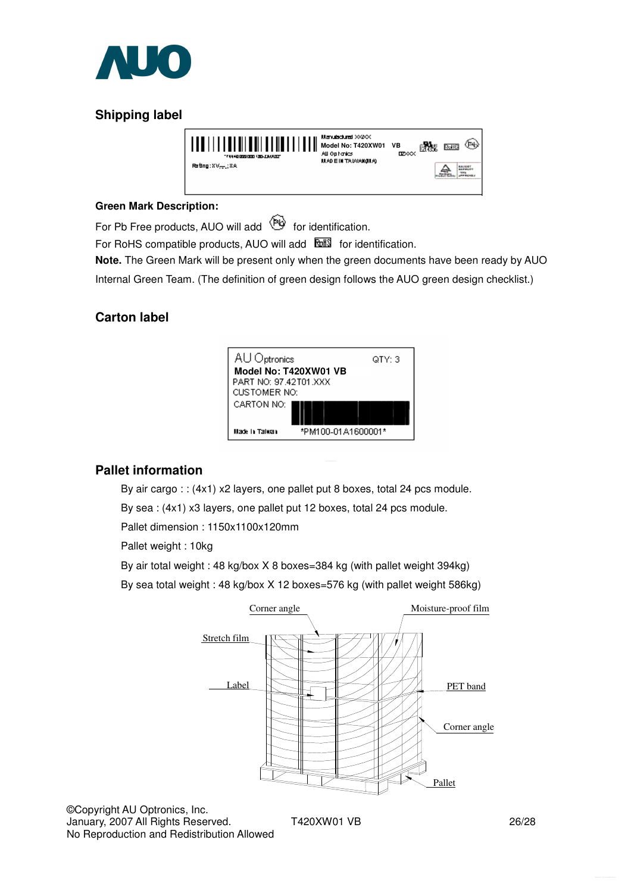## Shipping label

**Green Mark Description:**

For Pb Free products, AUO will add for identification.

For RoHS compatible products, AUO will add for identification.

**Note.** The Green Mark will be present only when the green documents have been ready by AUO Internal Green Team. (The definition of green design follows the AUO green design checklist.)

## Carton label

## Pallet information

By air cargo : : (4x1) x2 layers, one pallet put 8 boxes, total 24 pcs module.

By sea : (4x1) x3 layers, one pallet put 12 boxes, total 24 pcs module.

Pallet dimension : 1150x1100x120mm

Pallet weight : 10kg

By air total weight : 48 kg/box X 8 boxes=384 kg (with pallet weight 394kg)

By sea total weight : 48 kg/box X 12 boxes=576 kg (with pallet weight 586kg)

©Copyright AU Optronics, Inc.
January, 2007 All Rights Reserved.
No Reproduction and Redistribution Allowed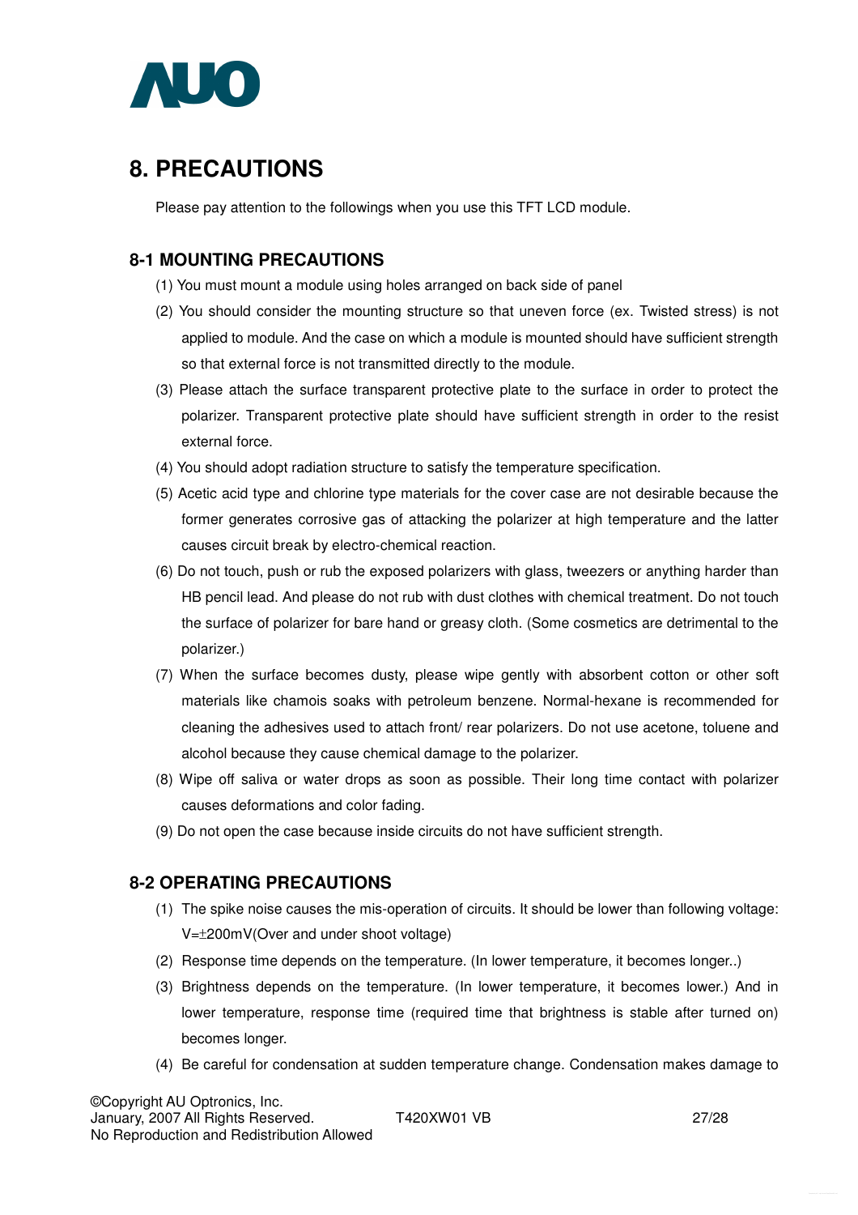# 8. PRECAUTIONS

Please pay attention to the followings when you use this TFT LCD module.

## 8-1 MOUNTING PRECAUTIONS

(1) You must mount a module using holes arranged on back side of panel

(2) You should consider the mounting structure so that uneven force (ex. Twisted stress) is not applied to module. And the case on which a module is mounted should have sufficient strength so that external force is not transmitted directly to the module.

(3) Please attach the surface transparent protective plate to the surface in order to protect the polarizer. Transparent protective plate should have sufficient strength in order to the resist external force.

(4) You should adopt radiation structure to satisfy the temperature specification.

(5) Acetic acid type and chlorine type materials for the cover case are not desirable because the former generates corrosive gas of attacking the polarizer at high temperature and the latter causes circuit break by electro-chemical reaction.

(6) Do not touch, push or rub the exposed polarizers with glass, tweezers or anything harder than HB pencil lead. And please do not rub with dust clothes with chemical treatment. Do not touch the surface of polarizer for bare hand or greasy cloth. (Some cosmetics are detrimental to the polarizer.)

(7) When the surface becomes dusty, please wipe gently with absorbent cotton or other soft materials like chamois soaks with petroleum benzene. Normal-hexane is recommended for cleaning the adhesives used to attach front/ rear polarizers. Do not use acetone, toluene and alcohol because they cause chemical damage to the polarizer.

(8) Wipe off saliva or water drops as soon as possible. Their long time contact with polarizer causes deformations and color fading.

(9) Do not open the case because inside circuits do not have sufficient strength.

## 8-2 OPERATING PRECAUTIONS

(1) The spike noise causes the mis-operation of circuits. It should be lower than following voltage: V=±200mV(Over and under shoot voltage)

(2) Response time depends on the temperature. (In lower temperature, it becomes longer..)

(3) Brightness depends on the temperature. (In lower temperature, it becomes lower.) And in lower temperature, response time (required time that brightness is stable after turned on) becomes longer.

(4) Be careful for condensation at sudden temperature change. Condensation makes damage to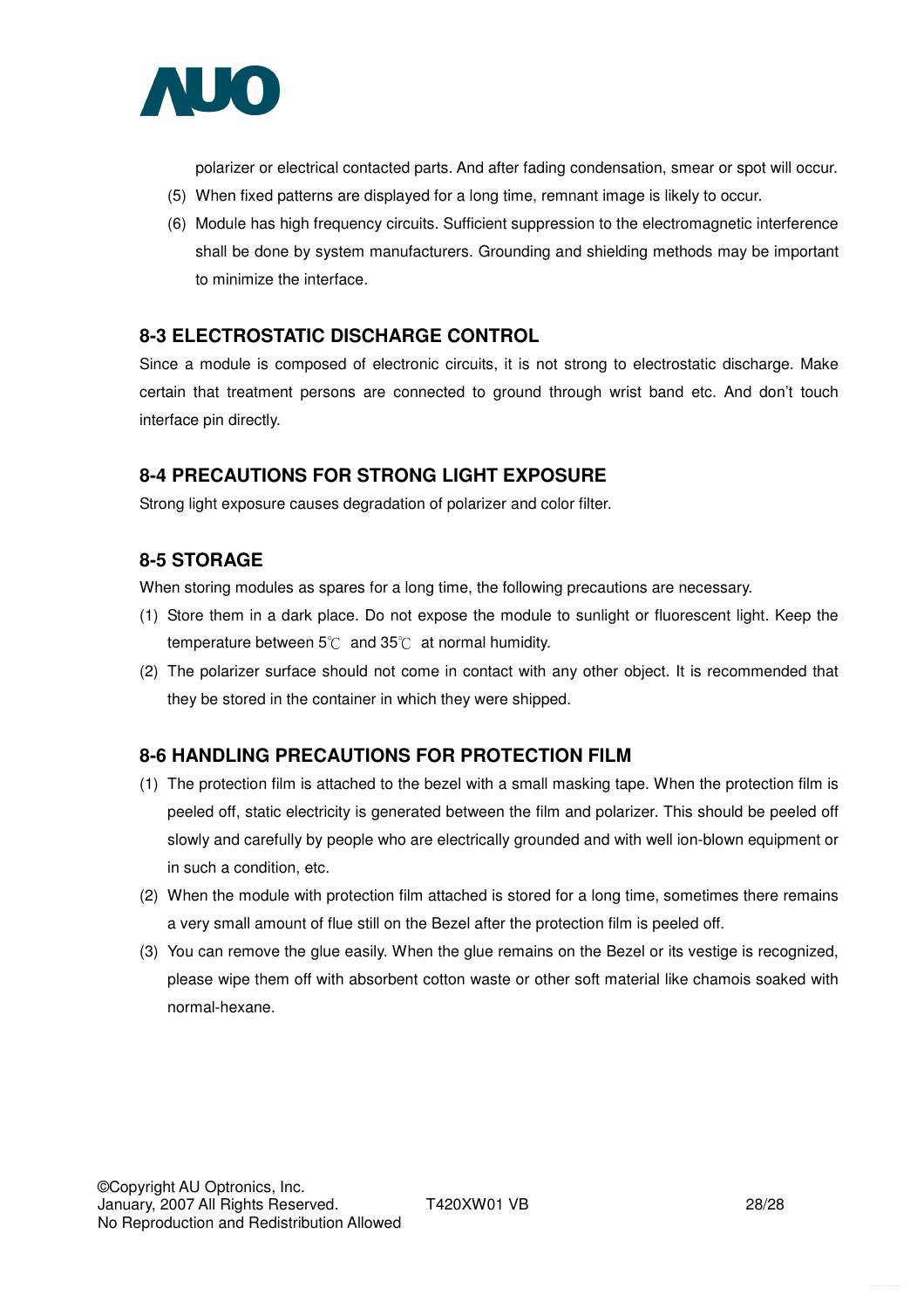polarizer or electrical contacted parts. And after fading condensation, smear or spot will occur.

(5) When fixed patterns are displayed for a long time, remnant image is likely to occur.

(6) Module has high frequency circuits. Sufficient suppression to the electromagnetic interference shall be done by system manufacturers. Grounding and shielding methods may be important to minimize the interface.

## 8-3 ELECTROSTATIC DISCHARGE CONTROL

Since a module is composed of electronic circuits, it is not strong to electrostatic discharge. Make certain that treatment persons are connected to ground through wrist band etc. And don't touch interface pin directly.

## 8-4 PRECAUTIONS FOR STRONG LIGHT EXPOSURE

Strong light exposure causes degradation of polarizer and color filter.

## 8-5 STORAGE

When storing modules as spares for a long time, the following precautions are necessary.

(1) Store them in a dark place. Do not expose the module to sunlight or fluorescent light. Keep the temperature between 5℃ and 35℃ at normal humidity.

(2) The polarizer surface should not come in contact with any other object. It is recommended that they be stored in the container in which they were shipped.

## 8-6 HANDLING PRECAUTIONS FOR PROTECTION FILM

(1) The protection film is attached to the bezel with a small masking tape. When the protection film is peeled off, static electricity is generated between the film and polarizer. This should be peeled off slowly and carefully by people who are electrically grounded and with well ion-blown equipment or in such a condition, etc.

(2) When the module with protection film attached is stored for a long time, sometimes there remains a very small amount of flue still on the Bezel after the protection film is peeled off.

(3) You can remove the glue easily. When the glue remains on the Bezel or its vestige is recognized, please wipe them off with absorbent cotton waste or other soft material like chamois soaked with normal-hexane.